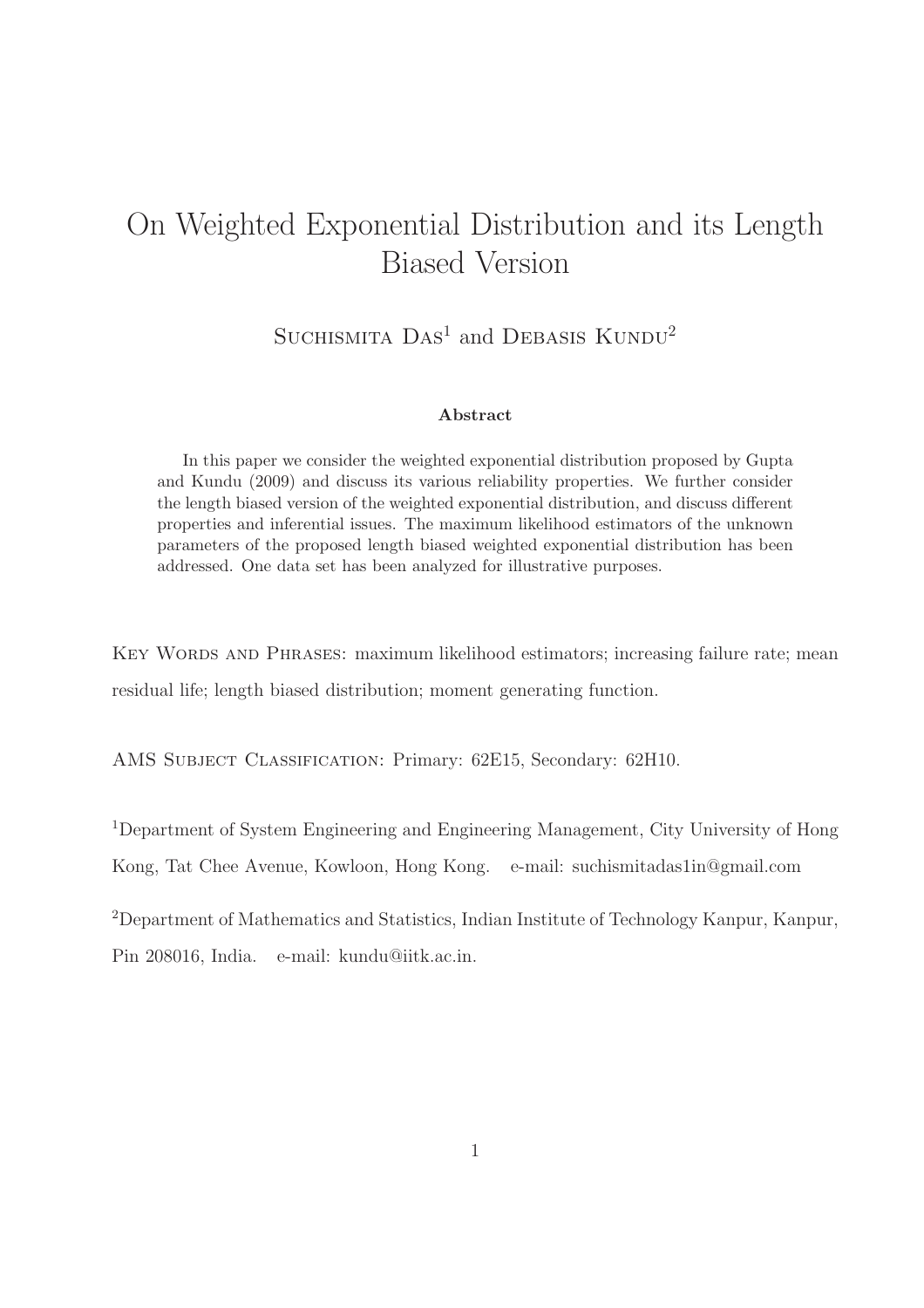# On Weighted Exponential Distribution and its Length Biased Version

Suchismita Das[1] and Debasis Kundu[2]

### Abstract

In this paper we consider the weighted exponential distribution proposed by Gupta and Kundu (2009) and discuss its various reliability properties. We further consider the length biased version of the weighted exponential distribution, and discuss different properties and inferential issues. The maximum likelihood estimators of the unknown parameters of the proposed length biased weighted exponential distribution has been addressed. One data set has been analyzed for illustrative purposes.

Key Words and Phrases: maximum likelihood estimators; increasing failure rate; mean residual life; length biased distribution; moment generating function.

AMS Subject Classification: Primary: 62E15, Secondary: 62H10.

[1]Department of System Engineering and Engineering Management, City University of Hong Kong, Tat Chee Avenue, Kowloon, Hong Kong. e-mail: suchismitadas1in@gmail.com

[2]Department of Mathematics and Statistics, Indian Institute of Technology Kanpur, Kanpur, Pin 208016, India. e-mail: kundu@iitk.ac.in.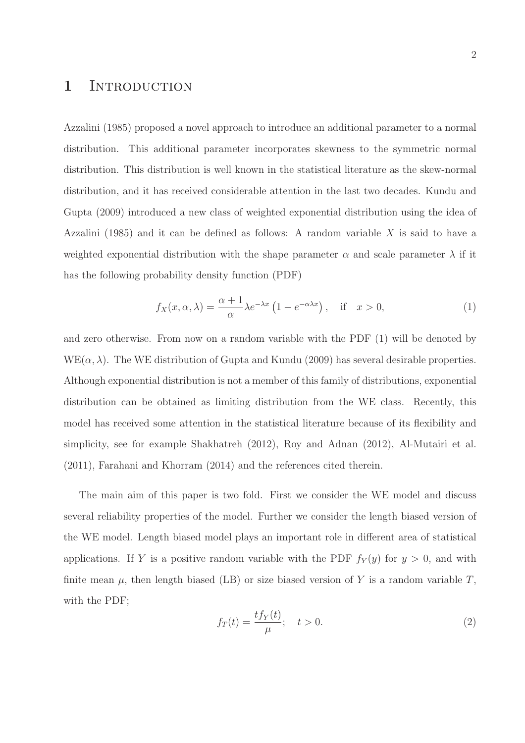# 1 Introduction

Azzalini (1985) proposed a novel approach to introduce an additional parameter to a normal distribution. This additional parameter incorporates skewness to the symmetric normal distribution. This distribution is well known in the statistical literature as the skew-normal distribution, and it has received considerable attention in the last two decades. Kundu and Gupta (2009) introduced a new class of weighted exponential distribution using the idea of Azzalini (1985) and it can be defined as follows: A random variable $X$ is said to have a weighted exponential distribution with the shape parameter $\alpha$ and scale parameter $\lambda$ if it has the following probability density function (PDF)

$$f_X(x,\alpha,\lambda) = \frac{\alpha+1}{\alpha}\lambda e^{-\lambda x}\left(1-e^{-\alpha\lambda x}\right), \quad \text{if} \quad x>0, \tag{1}$$

and zero otherwise. From now on a random variable with the PDF (1) will be denoted by $\text{WE}(\alpha,\lambda)$. The WE distribution of Gupta and Kundu (2009) has several desirable properties. Although exponential distribution is not a member of this family of distributions, exponential distribution can be obtained as limiting distribution from the WE class. Recently, this model has received some attention in the statistical literature because of its flexibility and simplicity, see for example Shakhatreh (2012), Roy and Adnan (2012), Al-Mutairi et al. (2011), Farahani and Khorram (2014) and the references cited therein.

The main aim of this paper is two fold. First we consider the WE model and discuss several reliability properties of the model. Further we consider the length biased version of the WE model. Length biased model plays an important role in different area of statistical applications. If $Y$ is a positive random variable with the PDF $f_Y(y)$ for $y>0$, and with finite mean $\mu$, then length biased (LB) or size biased version of $Y$ is a random variable $T$, with the PDF;

$$f_T(t) = \frac{t f_Y(t)}{\mu}; \quad t>0. \tag{2}$$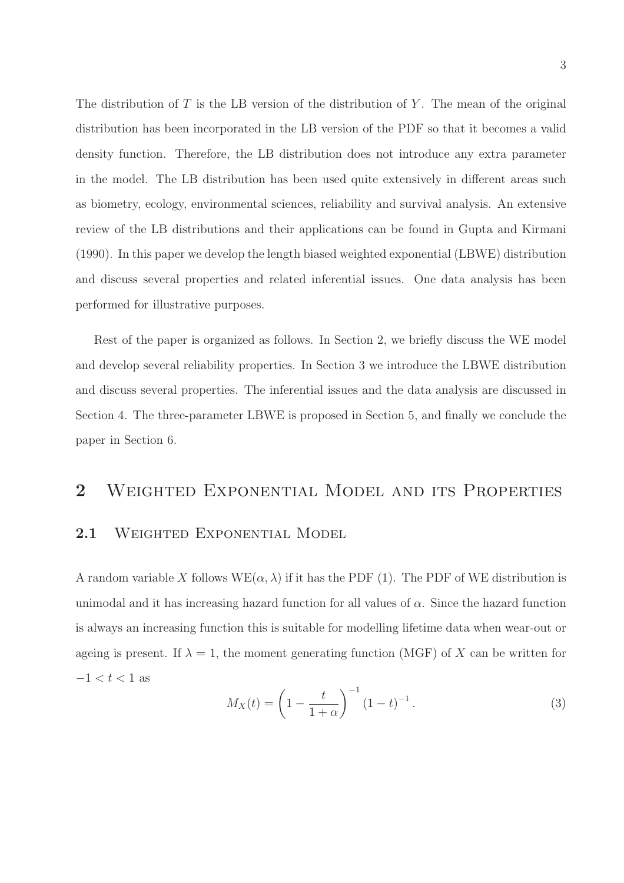The distribution of $T$ is the LB version of the distribution of $Y$. The mean of the original distribution has been incorporated in the LB version of the PDF so that it becomes a valid density function. Therefore, the LB distribution does not introduce any extra parameter in the model. The LB distribution has been used quite extensively in different areas such as biometry, ecology, environmental sciences, reliability and survival analysis. An extensive review of the LB distributions and their applications can be found in Gupta and Kirmani (1990). In this paper we develop the length biased weighted exponential (LBWE) distribution and discuss several properties and related inferential issues. One data analysis has been performed for illustrative purposes.

Rest of the paper is organized as follows. In Section 2, we briefly discuss the WE model and develop several reliability properties. In Section 3 we introduce the LBWE distribution and discuss several properties. The inferential issues and the data analysis are discussed in Section 4. The three-parameter LBWE is proposed in Section 5, and finally we conclude the paper in Section 6.

# 2 Weighted Exponential Model and its Properties

## 2.1 Weighted Exponential Model

A random variable $X$ follows $\text{WE}(\alpha, \lambda)$ if it has the PDF (1). The PDF of WE distribution is unimodal and it has increasing hazard function for all values of $\alpha$. Since the hazard function is always an increasing function this is suitable for modelling lifetime data when wear-out or ageing is present. If $\lambda = 1$, the moment generating function (MGF) of $X$ can be written for $-1 < t < 1$ as

$$M_X(t) = \left(1 - \frac{t}{1+\alpha}\right)^{-1} (1-t)^{-1}. \tag{3}$$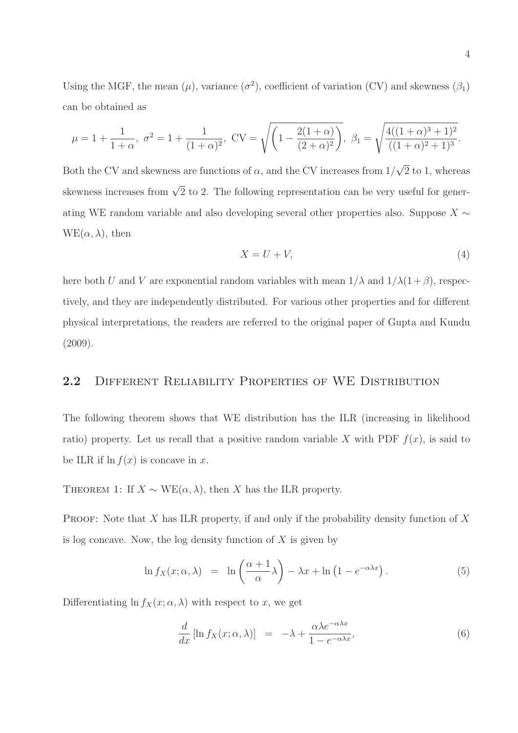Using the MGF, the mean ($\mu$), variance ($\sigma^2$), coefficient of variation (CV) and skewness ($\beta_1$) can be obtained as

$$\mu = 1 + \frac{1}{1+\alpha}, \ \sigma^2 = 1 + \frac{1}{(1+\alpha)^2}, \ \text{CV} = \sqrt{\left(1 - \frac{2(1+\alpha)}{(2+\alpha)^2}\right)}, \ \beta_1 = \sqrt{\frac{4((1+\alpha)^3+1)^2}{((1+\alpha)^2+1)^3}}.$$

Both the CV and skewness are functions of $\alpha$, and the CV increases from $1/\sqrt{2}$ to 1, whereas skewness increases from $\sqrt{2}$ to 2. The following representation can be very useful for generating WE random variable and also developing several other properties also. Suppose $X \sim \text{WE}(\alpha, \lambda)$, then

$$X = U + V, \tag{4}$$

here both $U$ and $V$ are exponential random variables with mean $1/\lambda$ and $1/\lambda(1+\beta)$, respectively, and they are independently distributed. For various other properties and for different physical interpretations, the readers are referred to the original paper of Gupta and Kundu (2009).

## 2.2 Different Reliability Properties of WE Distribution

The following theorem shows that WE distribution has the ILR (increasing in likelihood ratio) property. Let us recall that a positive random variable $X$ with PDF $f(x)$, is said to be ILR if $\ln f(x)$ is concave in $x$.

Theorem 1: If $X \sim \text{WE}(\alpha, \lambda)$, then $X$ has the ILR property.

Proof: Note that $X$ has ILR property, if and only if the probability density function of $X$ is log concave. Now, the log density function of $X$ is given by

$$\ln f_X(x; \alpha, \lambda) \ = \ \ln\left(\frac{\alpha+1}{\alpha}\lambda\right) - \lambda x + \ln\left(1 - e^{-\alpha\lambda x}\right). \tag{5}$$

Differentiating $\ln f_X(x; \alpha, \lambda)$ with respect to $x$, we get

$$\frac{d}{dx}\left[\ln f_X(x; \alpha, \lambda)\right] \ = \ -\lambda + \frac{\alpha\lambda e^{-\alpha\lambda x}}{1 - e^{-\alpha\lambda x}}, \tag{6}$$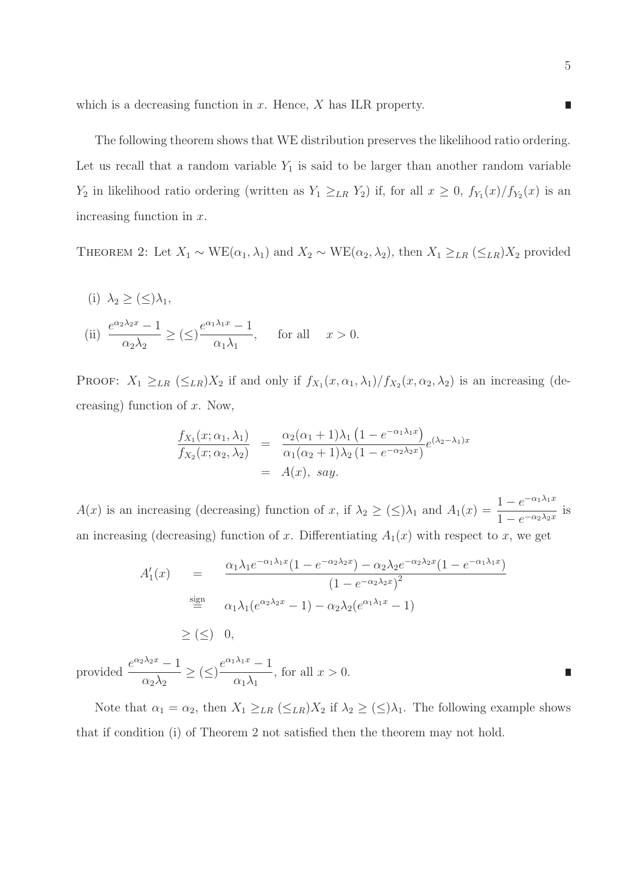which is a decreasing function in $x$. Hence, $X$ has ILR property. ∎

The following theorem shows that WE distribution preserves the likelihood ratio ordering. Let us recall that a random variable $Y_1$ is said to be larger than another random variable $Y_2$ in likelihood ratio ordering (written as $Y_1 \geq_{LR} Y_2$) if, for all $x \geq 0$, $f_{Y_1}(x)/f_{Y_2}(x)$ is an increasing function in $x$.

THEOREM 2: Let $X_1 \sim \text{WE}(\alpha_1, \lambda_1)$ and $X_2 \sim \text{WE}(\alpha_2, \lambda_2)$, then $X_1 \geq_{LR} (\leq_{LR}) X_2$ provided

(i) $\lambda_2 \geq (\leq) \lambda_1$,

(ii) $\dfrac{e^{\alpha_2 \lambda_2 x} - 1}{\alpha_2 \lambda_2} \geq (\leq) \dfrac{e^{\alpha_1 \lambda_1 x} - 1}{\alpha_1 \lambda_1}, \quad$ for all $\quad x > 0$.

PROOF: $X_1 \geq_{LR} (\leq_{LR}) X_2$ if and only if $f_{X_1}(x, \alpha_1, \lambda_1)/f_{X_2}(x, \alpha_2, \lambda_2)$ is an increasing (decreasing) function of $x$. Now,

$$\begin{aligned}
\frac{f_{X_1}(x; \alpha_1, \lambda_1)}{f_{X_2}(x; \alpha_2, \lambda_2)} &= \frac{\alpha_2(\alpha_1 + 1)\lambda_1 \left(1 - e^{-\alpha_1 \lambda_1 x}\right)}{\alpha_1(\alpha_2 + 1)\lambda_2 \left(1 - e^{-\alpha_2 \lambda_2 x}\right)} e^{(\lambda_2 - \lambda_1)x} \\
&= A(x), \; say.
\end{aligned}$$

$A(x)$ is an increasing (decreasing) function of $x$, if $\lambda_2 \geq (\leq) \lambda_1$ and $A_1(x) = \dfrac{1 - e^{-\alpha_1 \lambda_1 x}}{1 - e^{-\alpha_2 \lambda_2 x}}$ is an increasing (decreasing) function of $x$. Differentiating $A_1(x)$ with respect to $x$, we get

$$\begin{aligned}
A_1'(x) &= \frac{\alpha_1 \lambda_1 e^{-\alpha_1 \lambda_1 x}(1 - e^{-\alpha_2 \lambda_2 x}) - \alpha_2 \lambda_2 e^{-\alpha_2 \lambda_2 x}(1 - e^{-\alpha_1 \lambda_1 x})}{\left(1 - e^{-\alpha_2 \lambda_2 x}\right)^2} \\
&\overset{\text{sign}}{=} \alpha_1 \lambda_1 (e^{\alpha_2 \lambda_2 x} - 1) - \alpha_2 \lambda_2 (e^{\alpha_1 \lambda_1 x} - 1) \\
&\geq (\leq) \;\; 0,
\end{aligned}$$

provided $\dfrac{e^{\alpha_2 \lambda_2 x} - 1}{\alpha_2 \lambda_2} \geq (\leq) \dfrac{e^{\alpha_1 \lambda_1 x} - 1}{\alpha_1 \lambda_1}$, for all $x > 0$. ∎

Note that $\alpha_1 = \alpha_2$, then $X_1 \geq_{LR} (\leq_{LR}) X_2$ if $\lambda_2 \geq (\leq) \lambda_1$. The following example shows that if condition (i) of Theorem 2 not satisfied then the theorem may not hold.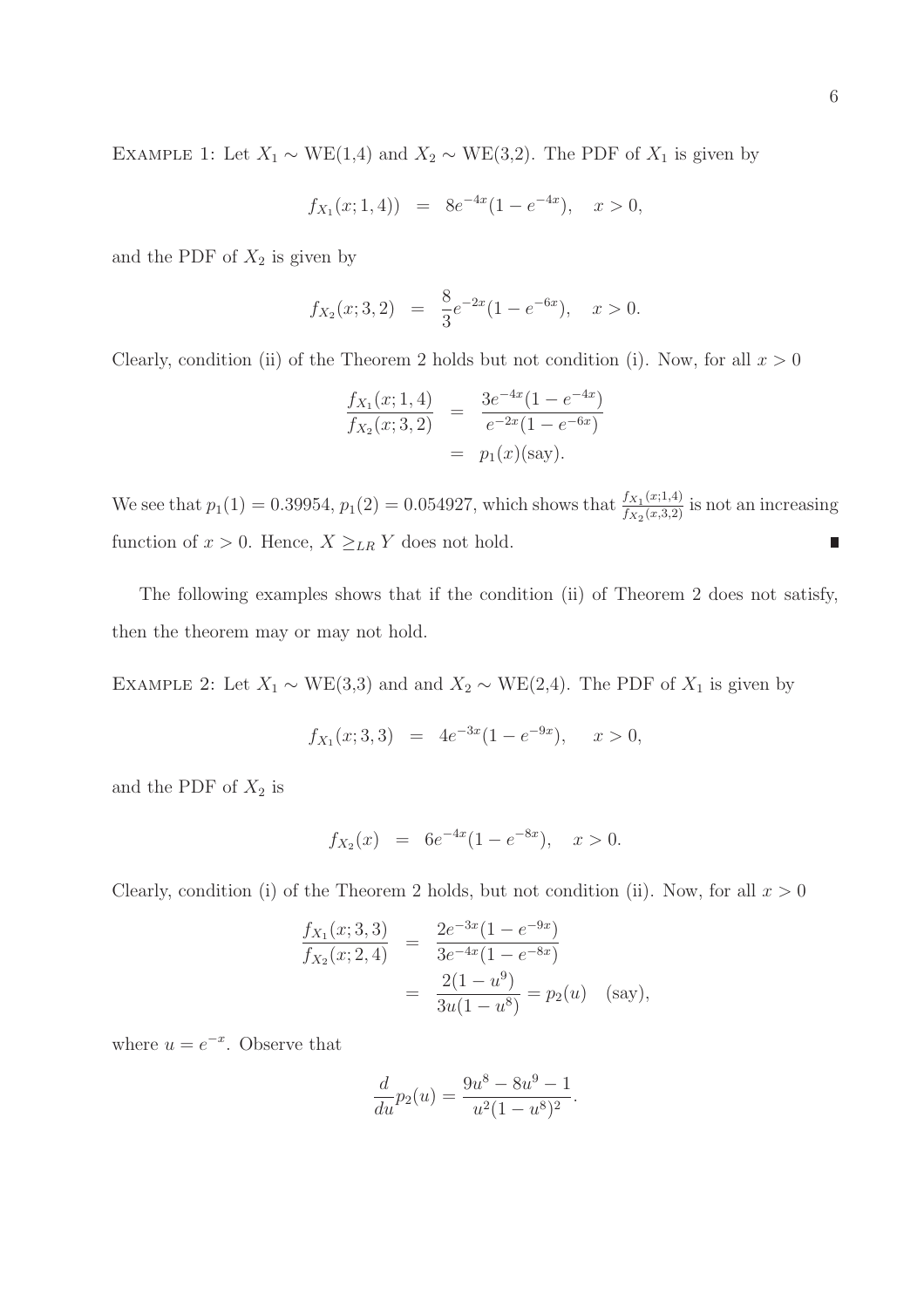EXAMPLE 1: Let $X_1 \sim$ WE(1,4) and $X_2 \sim$ WE(3,2). The PDF of $X_1$ is given by

$$f_{X_1}(x; 1, 4)) \;\; = \;\; 8e^{-4x}(1 - e^{-4x}), \quad x > 0,$$

and the PDF of $X_2$ is given by

$$f_{X_2}(x; 3, 2) \;\; = \;\; \frac{8}{3}e^{-2x}(1 - e^{-6x}), \quad x > 0.$$

Clearly, condition (ii) of the Theorem 2 holds but not condition (i). Now, for all $x > 0$

$$\begin{aligned} \frac{f_{X_1}(x; 1, 4)}{f_{X_2}(x; 3, 2)} &= \frac{3e^{-4x}(1 - e^{-4x})}{e^{-2x}(1 - e^{-6x})} \\ &= p_1(x)(\text{say}). \end{aligned}$$

We see that $p_1(1) = 0.39954$, $p_1(2) = 0.054927$, which shows that $\frac{f_{X_1}(x;1,4)}{f_{X_2}(x,3,2)}$ is not an increasing function of $x > 0$. Hence, $X \geq_{LR} Y$ does not hold. ∎

The following examples shows that if the condition (ii) of Theorem 2 does not satisfy, then the theorem may or may not hold.

EXAMPLE 2: Let $X_1 \sim$ WE(3,3) and and $X_2 \sim$ WE(2,4). The PDF of $X_1$ is given by

$$f_{X_1}(x; 3, 3) \;\; = \;\; 4e^{-3x}(1 - e^{-9x}), \quad x > 0,$$

and the PDF of $X_2$ is

$$f_{X_2}(x) \;\; = \;\; 6e^{-4x}(1 - e^{-8x}), \quad x > 0.$$

Clearly, condition (i) of the Theorem 2 holds, but not condition (ii). Now, for all $x > 0$

$$\begin{aligned} \frac{f_{X_1}(x; 3, 3)}{f_{X_2}(x; 2, 4)} &= \frac{2e^{-3x}(1 - e^{-9x})}{3e^{-4x}(1 - e^{-8x})} \\ &= \frac{2(1 - u^9)}{3u(1 - u^8)} = p_2(u) \quad (\text{say}), \end{aligned}$$

where $u = e^{-x}$. Observe that

$$\frac{d}{du}p_2(u) = \frac{9u^8 - 8u^9 - 1}{u^2(1 - u^8)^2}.$$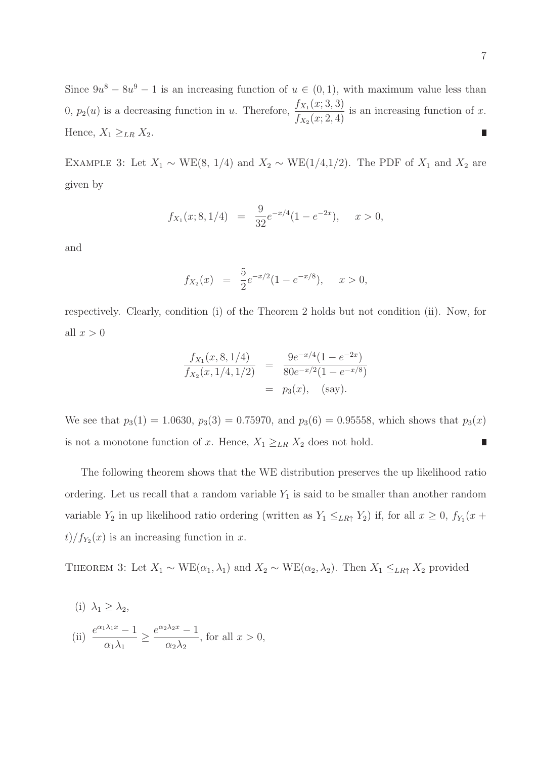Since $9u^8 - 8u^9 - 1$ is an increasing function of $u \in (0,1)$, with maximum value less than 0, $p_2(u)$ is a decreasing function in $u$. Therefore, $\dfrac{f_{X_1}(x;3,3)}{f_{X_2}(x;2,4)}$ is an increasing function of $x$. Hence, $X_1 \geq_{LR} X_2$. ∎

EXAMPLE 3: Let $X_1 \sim$ WE(8, 1/4) and $X_2 \sim$ WE(1/4,1/2). The PDF of $X_1$ and $X_2$ are given by

$$f_{X_1}(x;8,1/4) = \frac{9}{32}e^{-x/4}(1-e^{-2x}), \quad x>0,$$

and

$$f_{X_2}(x) = \frac{5}{2}e^{-x/2}(1-e^{-x/8}), \quad x>0,$$

respectively. Clearly, condition (i) of the Theorem 2 holds but not condition (ii). Now, for all $x > 0$

$$\begin{aligned}\frac{f_{X_1}(x,8,1/4)}{f_{X_2}(x,1/4,1/2)} &= \frac{9e^{-x/4}(1-e^{-2x})}{80e^{-x/2}(1-e^{-x/8})} \\ &= p_3(x), \quad \text{(say)}.\end{aligned}$$

We see that $p_3(1) = 1.0630$, $p_3(3) = 0.75970$, and $p_3(6) = 0.95558$, which shows that $p_3(x)$ is not a monotone function of $x$. Hence, $X_1 \geq_{LR} X_2$ does not hold. ∎

The following theorem shows that the WE distribution preserves the up likelihood ratio ordering. Let us recall that a random variable $Y_1$ is said to be smaller than another random variable $Y_2$ in up likelihood ratio ordering (written as $Y_1 \leq_{LR\uparrow} Y_2$) if, for all $x \geq 0$, $f_{Y_1}(x+t)/f_{Y_2}(x)$ is an increasing function in $x$.

THEOREM 3: Let $X_1 \sim \text{WE}(\alpha_1, \lambda_1)$ and $X_2 \sim \text{WE}(\alpha_2, \lambda_2)$. Then $X_1 \leq_{LR\uparrow} X_2$ provided

(i) $\lambda_1 \geq \lambda_2$,

(ii) $\dfrac{e^{\alpha_1\lambda_1 x}-1}{\alpha_1\lambda_1} \geq \dfrac{e^{\alpha_2\lambda_2 x}-1}{\alpha_2\lambda_2}$, for all $x > 0$,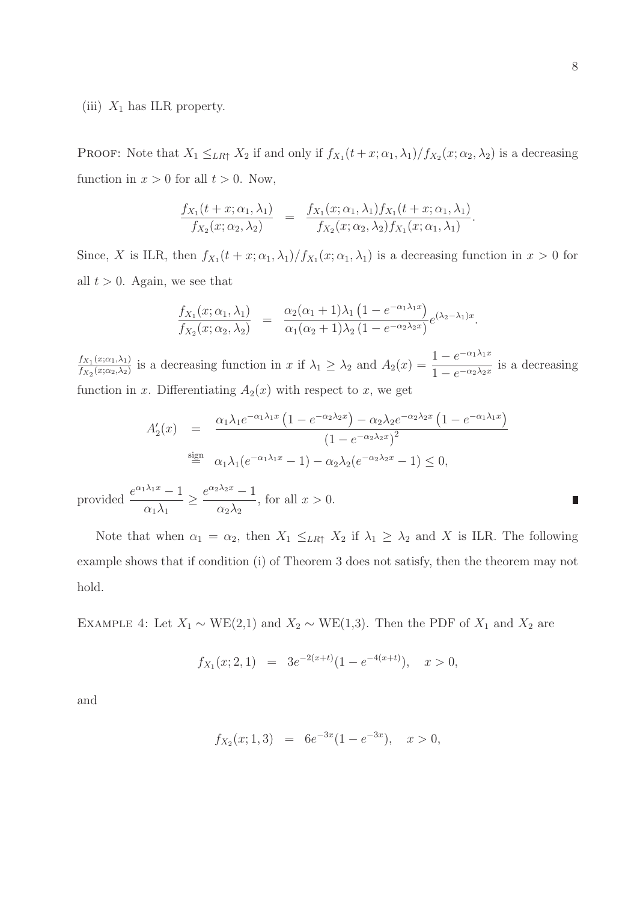(iii) $X_1$ has ILR property.

Proof: Note that $X_1 \leq_{LR\uparrow} X_2$ if and only if $f_{X_1}(t+x;\alpha_1,\lambda_1)/f_{X_2}(x;\alpha_2,\lambda_2)$ is a decreasing function in $x>0$ for all $t>0$. Now,

$$\frac{f_{X_1}(t+x;\alpha_1,\lambda_1)}{f_{X_2}(x;\alpha_2,\lambda_2)} = \frac{f_{X_1}(x;\alpha_1,\lambda_1)f_{X_1}(t+x;\alpha_1,\lambda_1)}{f_{X_2}(x;\alpha_2,\lambda_2)f_{X_1}(x;\alpha_1,\lambda_1)}.$$

Since, $X$ is ILR, then $f_{X_1}(t+x;\alpha_1,\lambda_1)/f_{X_1}(x;\alpha_1,\lambda_1)$ is a decreasing function in $x>0$ for all $t>0$. Again, we see that

$$\frac{f_{X_1}(x;\alpha_1,\lambda_1)}{f_{X_2}(x;\alpha_2,\lambda_2)} = \frac{\alpha_2(\alpha_1+1)\lambda_1\left(1-e^{-\alpha_1\lambda_1 x}\right)}{\alpha_1(\alpha_2+1)\lambda_2\left(1-e^{-\alpha_2\lambda_2 x}\right)}e^{(\lambda_2-\lambda_1)x}.$$

$\frac{f_{X_1}(x;\alpha_1,\lambda_1)}{f_{X_2}(x;\alpha_2,\lambda_2)}$ is a decreasing function in $x$ if $\lambda_1 \geq \lambda_2$ and $A_2(x) = \dfrac{1-e^{-\alpha_1\lambda_1 x}}{1-e^{-\alpha_2\lambda_2 x}}$ is a decreasing function in $x$. Differentiating $A_2(x)$ with respect to $x$, we get

$$\begin{aligned}
A_2'(x) &= \frac{\alpha_1\lambda_1 e^{-\alpha_1\lambda_1 x}\left(1-e^{-\alpha_2\lambda_2 x}\right) - \alpha_2\lambda_2 e^{-\alpha_2\lambda_2 x}\left(1-e^{-\alpha_1\lambda_1 x}\right)}{\left(1-e^{-\alpha_2\lambda_2 x}\right)^2} \\
&\stackrel{\text{sign}}{=} \alpha_1\lambda_1(e^{-\alpha_1\lambda_1 x}-1) - \alpha_2\lambda_2(e^{-\alpha_2\lambda_2 x}-1) \leq 0,
\end{aligned}$$

provided $\dfrac{e^{\alpha_1\lambda_1 x}-1}{\alpha_1\lambda_1} \geq \dfrac{e^{\alpha_2\lambda_2 x}-1}{\alpha_2\lambda_2}$, for all $x>0$. ∎

Note that when $\alpha_1 = \alpha_2$, then $X_1 \leq_{LR\uparrow} X_2$ if $\lambda_1 \geq \lambda_2$ and $X$ is ILR. The following example shows that if condition (i) of Theorem 3 does not satisfy, then the theorem may not hold.

Example 4: Let $X_1 \sim$ WE(2,1) and $X_2 \sim$ WE(1,3). Then the PDF of $X_1$ and $X_2$ are

$$f_{X_1}(x;2,1) = 3e^{-2(x+t)}(1-e^{-4(x+t)}), \quad x>0,$$

and

$$f_{X_2}(x;1,3) = 6e^{-3x}(1-e^{-3x}), \quad x>0,$$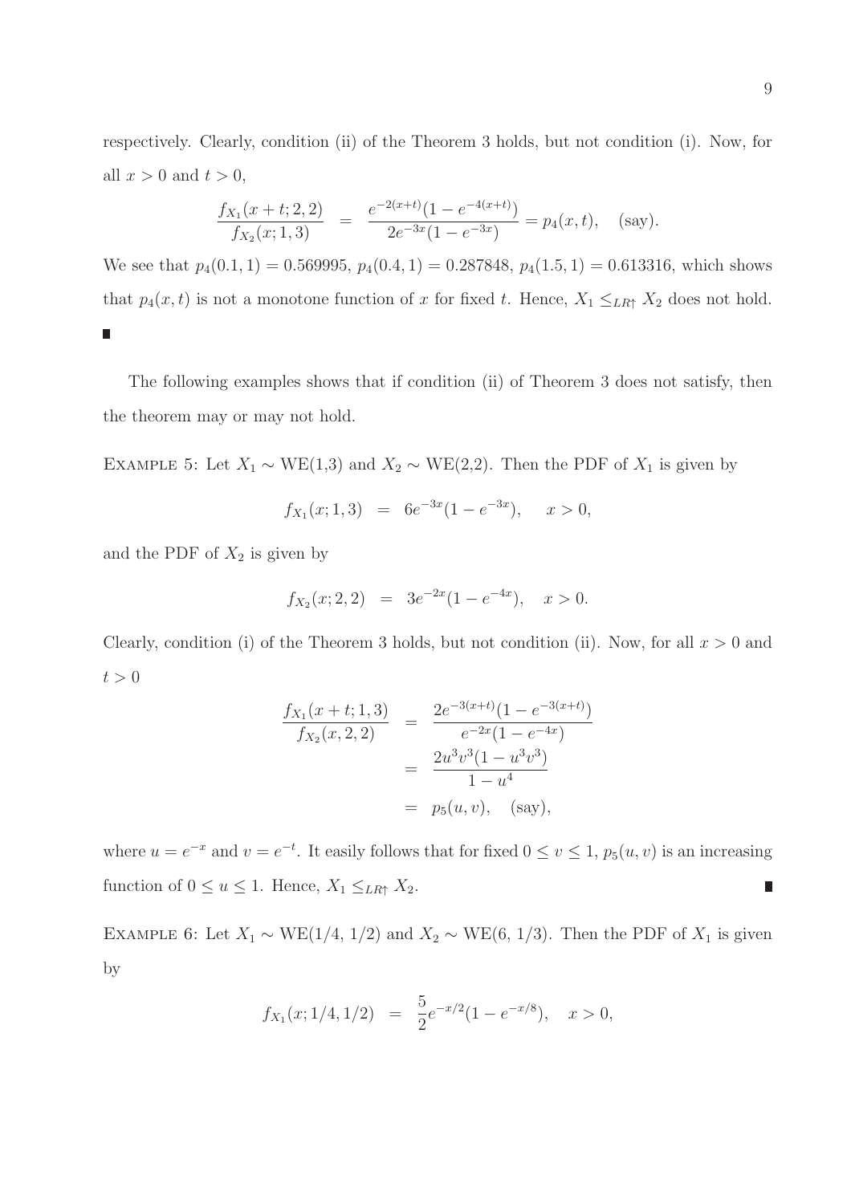respectively. Clearly, condition (ii) of the Theorem 3 holds, but not condition (i). Now, for all $x > 0$ and $t > 0$,

$$\frac{f_{X_1}(x+t;2,2)}{f_{X_2}(x;1,3)} = \frac{e^{-2(x+t)}(1-e^{-4(x+t)})}{2e^{-3x}(1-e^{-3x})} = p_4(x,t), \quad \text{(say)}.$$

We see that $p_4(0.1, 1) = 0.569995$, $p_4(0.4, 1) = 0.287848$, $p_4(1.5, 1) = 0.613316$, which shows that $p_4(x, t)$ is not a monotone function of $x$ for fixed $t$. Hence, $X_1 \leq_{LR\uparrow} X_2$ does not hold. ∎

The following examples shows that if condition (ii) of Theorem 3 does not satisfy, then the theorem may or may not hold.

Example 5: Let $X_1 \sim$ WE(1,3) and $X_2 \sim$ WE(2,2). Then the PDF of $X_1$ is given by

$$f_{X_1}(x;1,3) = 6e^{-3x}(1-e^{-3x}), \quad x > 0,$$

and the PDF of $X_2$ is given by

$$f_{X_2}(x;2,2) = 3e^{-2x}(1-e^{-4x}), \quad x > 0.$$

Clearly, condition (i) of the Theorem 3 holds, but not condition (ii). Now, for all $x > 0$ and $t > 0$

$$\begin{aligned} \frac{f_{X_1}(x+t;1,3)}{f_{X_2}(x,2,2)} &= \frac{2e^{-3(x+t)}(1-e^{-3(x+t)})}{e^{-2x}(1-e^{-4x})} \\ &= \frac{2u^3v^3(1-u^3v^3)}{1-u^4} \\ &= p_5(u,v), \quad \text{(say)}, \end{aligned}$$

where $u = e^{-x}$ and $v = e^{-t}$. It easily follows that for fixed $0 \leq v \leq 1$, $p_5(u, v)$ is an increasing function of $0 \leq u \leq 1$. Hence, $X_1 \leq_{LR\uparrow} X_2$. ∎

Example 6: Let $X_1 \sim$ WE(1/4, 1/2) and $X_2 \sim$ WE(6, 1/3). Then the PDF of $X_1$ is given by

$$f_{X_1}(x;1/4,1/2) = \frac{5}{2}e^{-x/2}(1-e^{-x/8}), \quad x > 0,$$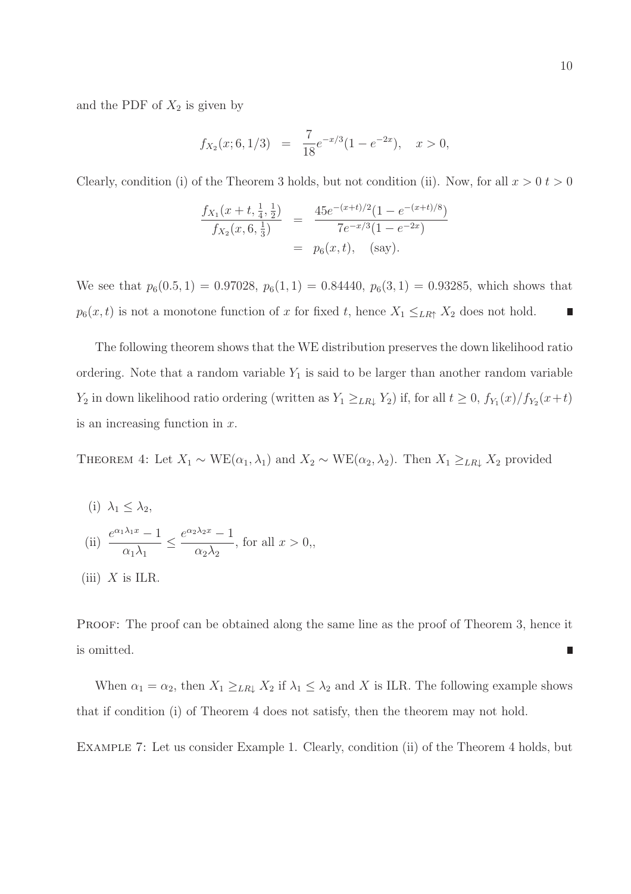and the PDF of $X_2$ is given by

$$f_{X_2}(x; 6, 1/3) = \frac{7}{18} e^{-x/3}(1 - e^{-2x}), \quad x > 0,$$

Clearly, condition (i) of the Theorem 3 holds, but not condition (ii). Now, for all $x > 0$ $t > 0$

$$\begin{aligned} \frac{f_{X_1}(x+t, \frac{1}{4}, \frac{1}{2})}{f_{X_2}(x, 6, \frac{1}{3})} &= \frac{45 e^{-(x+t)/2}(1 - e^{-(x+t)/8})}{7 e^{-x/3}(1 - e^{-2x})} \\ &= p_6(x, t), \quad \text{(say)}. \end{aligned}$$

We see that $p_6(0.5, 1) = 0.97028$, $p_6(1, 1) = 0.84440$, $p_6(3, 1) = 0.93285$, which shows that $p_6(x, t)$ is not a monotone function of $x$ for fixed $t$, hence $X_1 \leq_{LR\uparrow} X_2$ does not hold. ∎

The following theorem shows that the WE distribution preserves the down likelihood ratio ordering. Note that a random variable $Y_1$ is said to be larger than another random variable $Y_2$ in down likelihood ratio ordering (written as $Y_1 \geq_{LR\downarrow} Y_2$) if, for all $t \geq 0$, $f_{Y_1}(x)/f_{Y_2}(x+t)$ is an increasing function in $x$.

THEOREM 4: Let $X_1 \sim \text{WE}(\alpha_1, \lambda_1)$ and $X_2 \sim \text{WE}(\alpha_2, \lambda_2)$. Then $X_1 \geq_{LR\downarrow} X_2$ provided

(i) $\lambda_1 \leq \lambda_2$,

(ii) $\dfrac{e^{\alpha_1 \lambda_1 x} - 1}{\alpha_1 \lambda_1} \leq \dfrac{e^{\alpha_2 \lambda_2 x} - 1}{\alpha_2 \lambda_2}$, for all $x > 0$,,

(iii) $X$ is ILR.

PROOF: The proof can be obtained along the same line as the proof of Theorem 3, hence it is omitted. ∎

When $\alpha_1 = \alpha_2$, then $X_1 \geq_{LR\downarrow} X_2$ if $\lambda_1 \leq \lambda_2$ and $X$ is ILR. The following example shows that if condition (i) of Theorem 4 does not satisfy, then the theorem may not hold.

EXAMPLE 7: Let us consider Example 1. Clearly, condition (ii) of the Theorem 4 holds, but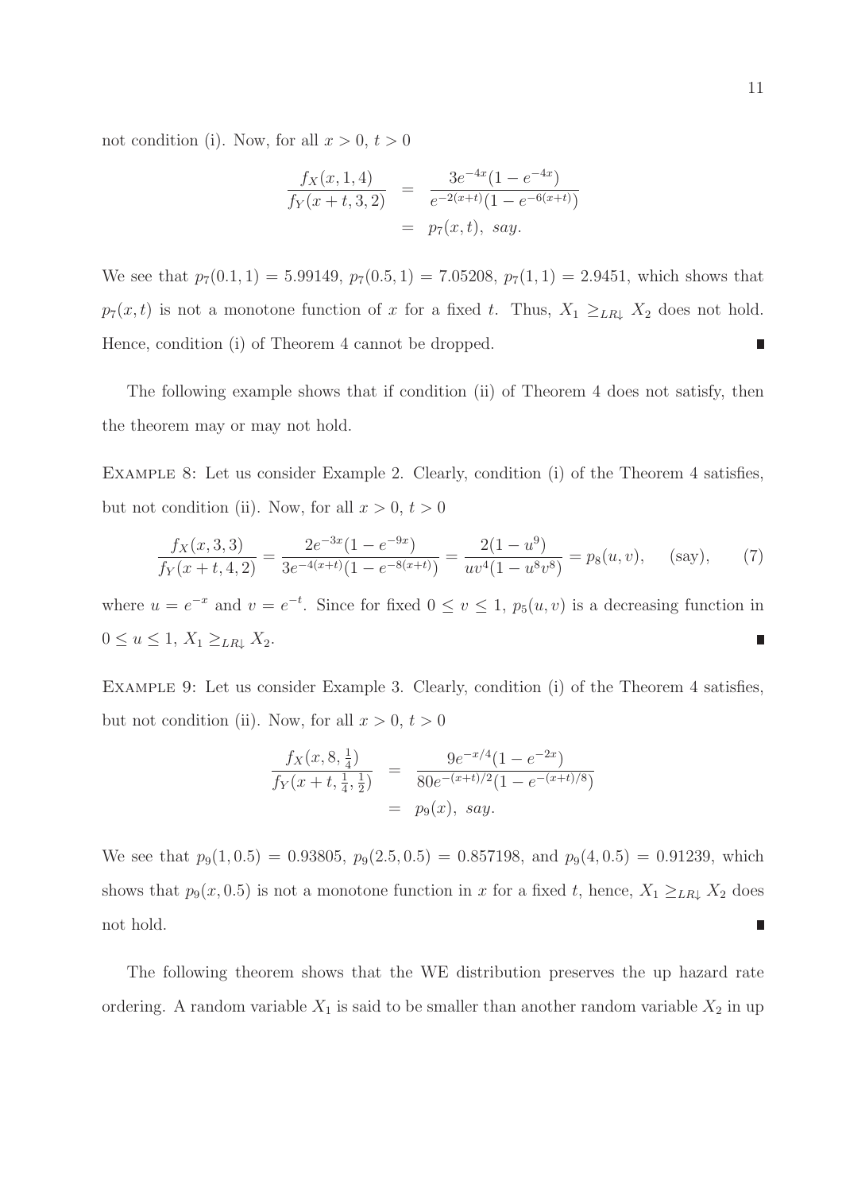not condition (i). Now, for all $x > 0$, $t > 0$

$$\begin{aligned} \frac{f_X(x, 1, 4)}{f_Y(x+t, 3, 2)} &= \frac{3e^{-4x}(1-e^{-4x})}{e^{-2(x+t)}(1-e^{-6(x+t)})} \\ &= p_7(x, t), \ \textit{say}. \end{aligned}$$

We see that $p_7(0.1, 1) = 5.99149$, $p_7(0.5, 1) = 7.05208$, $p_7(1, 1) = 2.9451$, which shows that $p_7(x, t)$ is not a monotone function of $x$ for a fixed $t$. Thus, $X_1 \geq_{LR\downarrow} X_2$ does not hold. Hence, condition (i) of Theorem 4 cannot be dropped. ∎

The following example shows that if condition (ii) of Theorem 4 does not satisfy, then the theorem may or may not hold.

Example 8: Let us consider Example 2. Clearly, condition (i) of the Theorem 4 satisfies, but not condition (ii). Now, for all $x > 0$, $t > 0$

$$\frac{f_X(x, 3, 3)}{f_Y(x+t, 4, 2)} = \frac{2e^{-3x}(1-e^{-9x})}{3e^{-4(x+t)}(1-e^{-8(x+t)})} = \frac{2(1-u^9)}{uv^4(1-u^8v^8)} = p_8(u, v), \quad \text{(say)}, \tag{7}$$

where $u = e^{-x}$ and $v = e^{-t}$. Since for fixed $0 \leq v \leq 1$, $p_5(u, v)$ is a decreasing function in $0 \leq u \leq 1$, $X_1 \geq_{LR\downarrow} X_2$. ∎

Example 9: Let us consider Example 3. Clearly, condition (i) of the Theorem 4 satisfies, but not condition (ii). Now, for all $x > 0$, $t > 0$

$$\begin{aligned} \frac{f_X(x, 8, \frac{1}{4})}{f_Y(x+t, \frac{1}{4}, \frac{1}{2})} &= \frac{9e^{-x/4}(1-e^{-2x})}{80e^{-(x+t)/2}(1-e^{-(x+t)/8})} \\ &= p_9(x), \ \textit{say}. \end{aligned}$$

We see that $p_9(1, 0.5) = 0.93805$, $p_9(2.5, 0.5) = 0.857198$, and $p_9(4, 0.5) = 0.91239$, which shows that $p_9(x, 0.5)$ is not a monotone function in $x$ for a fixed $t$, hence, $X_1 \geq_{LR\downarrow} X_2$ does not hold. ∎

The following theorem shows that the WE distribution preserves the up hazard rate ordering. A random variable $X_1$ is said to be smaller than another random variable $X_2$ in up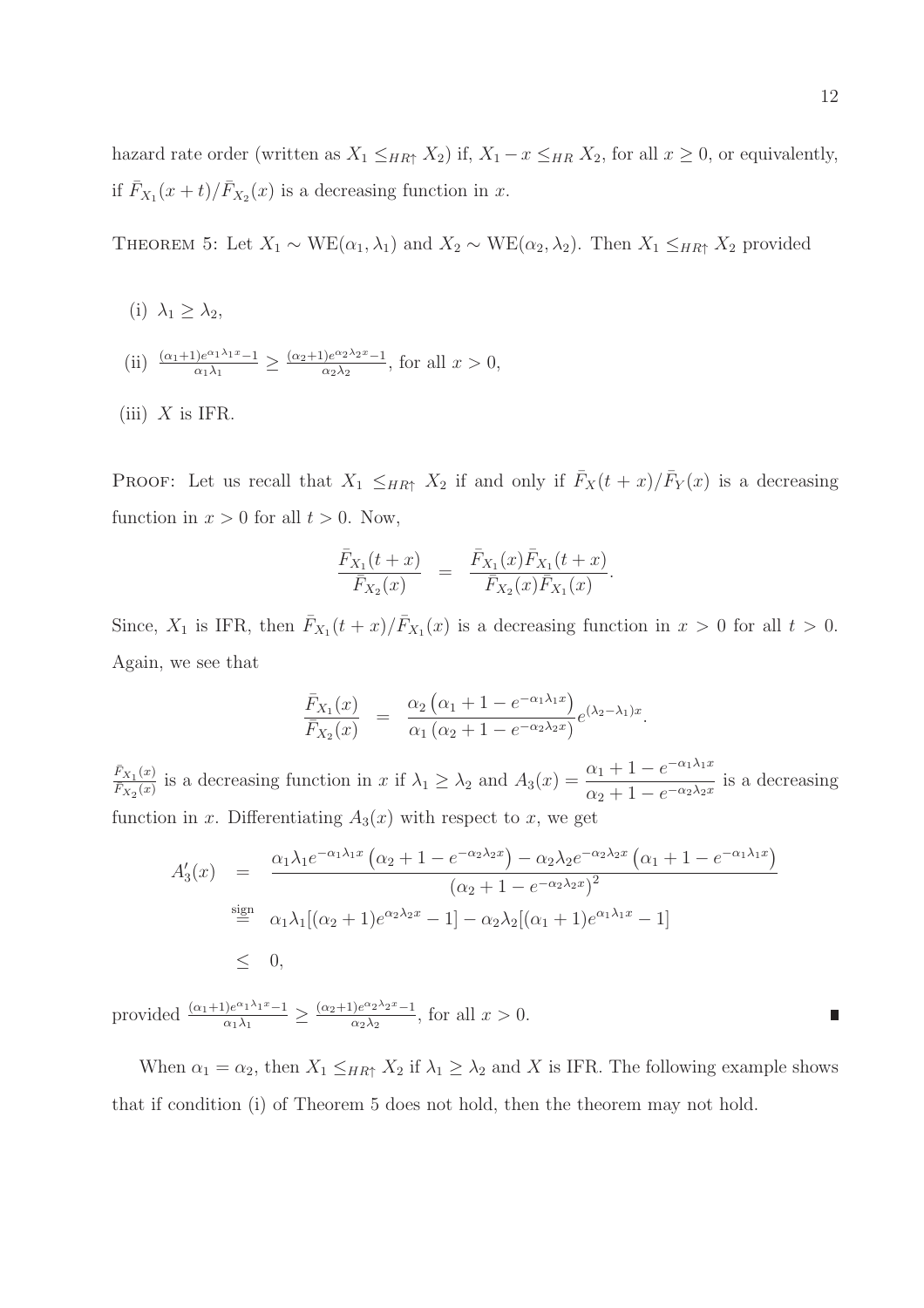hazard rate order (written as $X_1 \leq_{HR\uparrow} X_2$) if, $X_1 - x \leq_{HR} X_2$, for all $x \geq 0$, or equivalently, if $\bar{F}_{X_1}(x+t)/\bar{F}_{X_2}(x)$ is a decreasing function in $x$.

THEOREM 5: Let $X_1 \sim \text{WE}(\alpha_1, \lambda_1)$ and $X_2 \sim \text{WE}(\alpha_2, \lambda_2)$. Then $X_1 \leq_{HR\uparrow} X_2$ provided

(i) $\lambda_1 \geq \lambda_2$,

(ii) $\frac{(\alpha_1+1)e^{\alpha_1\lambda_1 x}-1}{\alpha_1\lambda_1} \geq \frac{(\alpha_2+1)e^{\alpha_2\lambda_2 x}-1}{\alpha_2\lambda_2}$, for all $x > 0$,

(iii) $X$ is IFR.

PROOF: Let us recall that $X_1 \leq_{HR\uparrow} X_2$ if and only if $\bar{F}_X(t+x)/\bar{F}_Y(x)$ is a decreasing function in $x > 0$ for all $t > 0$. Now,

$$\frac{\bar{F}_{X_1}(t+x)}{\bar{F}_{X_2}(x)} = \frac{\bar{F}_{X_1}(x)\bar{F}_{X_1}(t+x)}{\bar{F}_{X_2}(x)\bar{F}_{X_1}(x)}.$$

Since, $X_1$ is IFR, then $\bar{F}_{X_1}(t+x)/\bar{F}_{X_1}(x)$ is a decreasing function in $x > 0$ for all $t > 0$. Again, we see that

$$\frac{\bar{F}_{X_1}(x)}{\bar{F}_{X_2}(x)} = \frac{\alpha_2\left(\alpha_1 + 1 - e^{-\alpha_1\lambda_1 x}\right)}{\alpha_1\left(\alpha_2 + 1 - e^{-\alpha_2\lambda_2 x}\right)} e^{(\lambda_2-\lambda_1)x}.$$

$\frac{\bar{F}_{X_1}(x)}{\bar{F}_{X_2}(x)}$ is a decreasing function in $x$ if $\lambda_1 \geq \lambda_2$ and $A_3(x) = \dfrac{\alpha_1 + 1 - e^{-\alpha_1\lambda_1 x}}{\alpha_2 + 1 - e^{-\alpha_2\lambda_2 x}}$ is a decreasing function in $x$. Differentiating $A_3(x)$ with respect to $x$, we get

$$\begin{aligned}
A_3'(x) &= \frac{\alpha_1\lambda_1 e^{-\alpha_1\lambda_1 x}\left(\alpha_2 + 1 - e^{-\alpha_2\lambda_2 x}\right) - \alpha_2\lambda_2 e^{-\alpha_2\lambda_2 x}\left(\alpha_1 + 1 - e^{-\alpha_1\lambda_1 x}\right)}{\left(\alpha_2 + 1 - e^{-\alpha_2\lambda_2 x}\right)^2} \\
&\overset{\text{sign}}{=} \alpha_1\lambda_1[(\alpha_2+1)e^{\alpha_2\lambda_2 x} - 1] - \alpha_2\lambda_2[(\alpha_1+1)e^{\alpha_1\lambda_1 x} - 1] \\
&\leq 0,
\end{aligned}$$

provided $\frac{(\alpha_1+1)e^{\alpha_1\lambda_1 x}-1}{\alpha_1\lambda_1} \geq \frac{(\alpha_2+1)e^{\alpha_2\lambda_2 x}-1}{\alpha_2\lambda_2}$, for all $x > 0$. ∎

When $\alpha_1 = \alpha_2$, then $X_1 \leq_{HR\uparrow} X_2$ if $\lambda_1 \geq \lambda_2$ and $X$ is IFR. The following example shows that if condition (i) of Theorem 5 does not hold, then the theorem may not hold.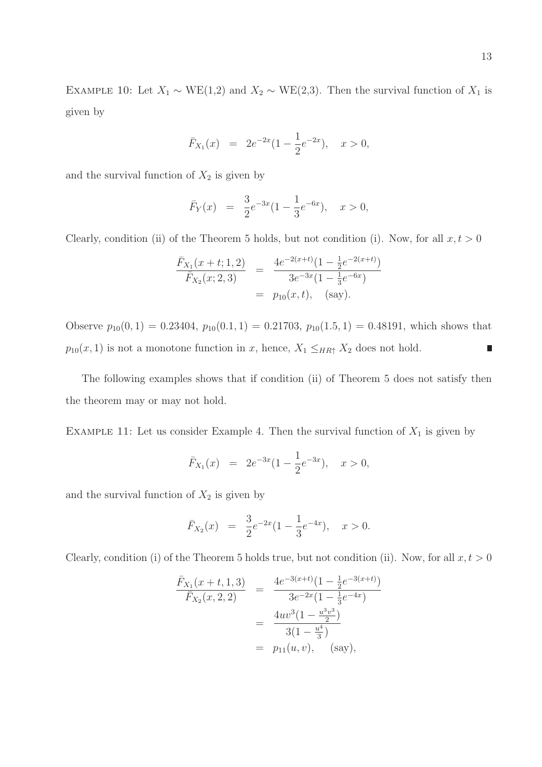Example 10: Let $X_1 \sim$ WE(1,2) and $X_2 \sim$ WE(2,3). Then the survival function of $X_1$ is given by

$$\bar{F}_{X_1}(x) = 2e^{-2x}(1 - \frac{1}{2}e^{-2x}), \quad x > 0,$$

and the survival function of $X_2$ is given by

$$\bar{F}_{Y}(x) = \frac{3}{2}e^{-3x}(1 - \frac{1}{3}e^{-6x}), \quad x > 0,$$

Clearly, condition (ii) of the Theorem 5 holds, but not condition (i). Now, for all $x, t > 0$

$$\begin{aligned}
\frac{\bar{F}_{X_1}(x+t;1,2)}{\bar{F}_{X_2}(x;2,3)} &= \frac{4e^{-2(x+t)}(1 - \frac{1}{2}e^{-2(x+t)})}{3e^{-3x}(1 - \frac{1}{3}e^{-6x})} \\
&= p_{10}(x,t), \quad \text{(say)}.
\end{aligned}$$

Observe $p_{10}(0,1) = 0.23404$, $p_{10}(0.1,1) = 0.21703$, $p_{10}(1.5,1) = 0.48191$, which shows that $p_{10}(x,1)$ is not a monotone function in $x$, hence, $X_1 \leq_{HR\uparrow} X_2$ does not hold. ∎

The following examples shows that if condition (ii) of Theorem 5 does not satisfy then the theorem may or may not hold.

Example 11: Let us consider Example 4. Then the survival function of $X_1$ is given by

$$\bar{F}_{X_1}(x) = 2e^{-3x}(1 - \frac{1}{2}e^{-3x}), \quad x > 0,$$

and the survival function of $X_2$ is given by

$$\bar{F}_{X_2}(x) = \frac{3}{2}e^{-2x}(1 - \frac{1}{3}e^{-4x}), \quad x > 0.$$

Clearly, condition (i) of the Theorem 5 holds true, but not condition (ii). Now, for all $x, t > 0$

$$\begin{aligned}
\frac{\bar{F}_{X_1}(x+t,1,3)}{\bar{F}_{X_2}(x,2,2)} &= \frac{4e^{-3(x+t)}(1 - \frac{1}{2}e^{-3(x+t)})}{3e^{-2x}(1 - \frac{1}{3}e^{-4x})} \\
&= \frac{4uv^3(1 - \frac{u^3v^3}{2})}{3(1 - \frac{u^4}{3})} \\
&= p_{11}(u,v), \quad \text{(say)},
\end{aligned}$$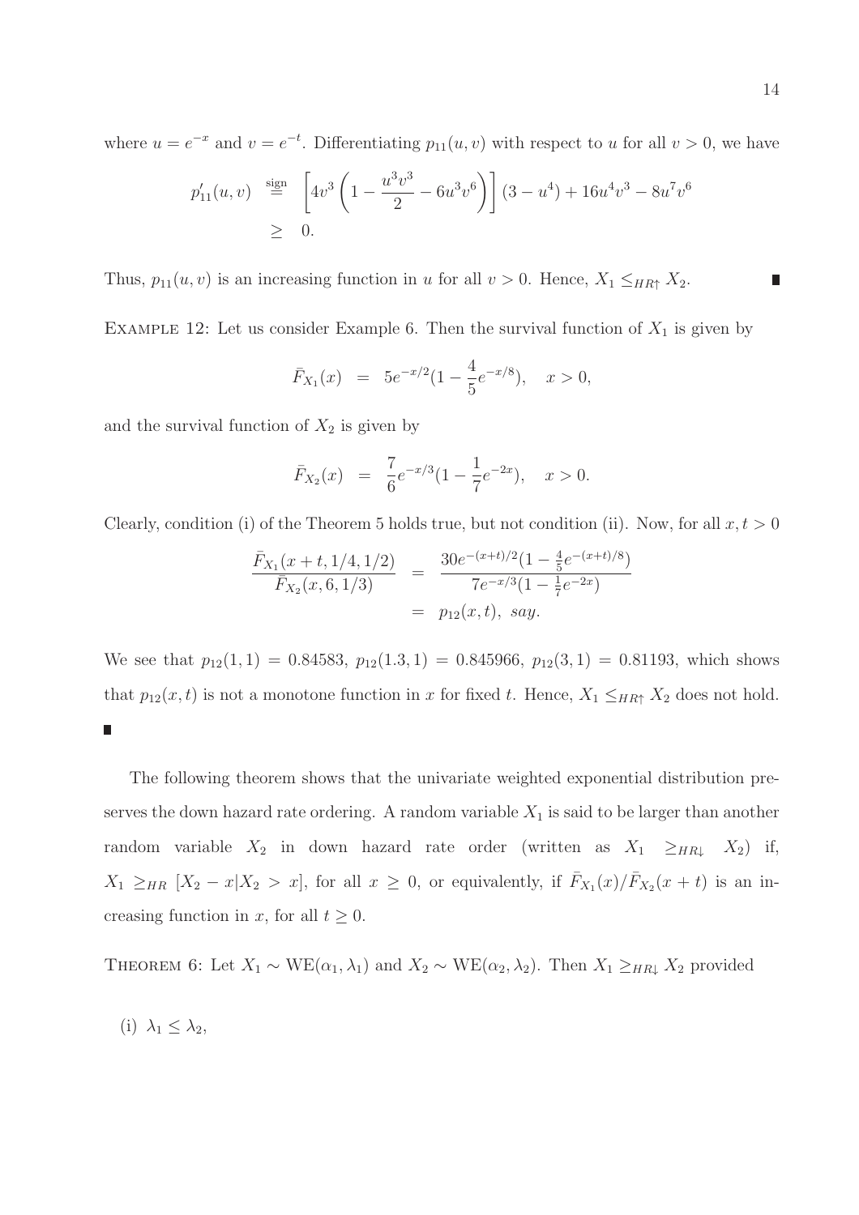where $u = e^{-x}$ and $v = e^{-t}$. Differentiating $p_{11}(u, v)$ with respect to $u$ for all $v > 0$, we have

$$
\begin{aligned}
p'_{11}(u, v) &\stackrel{\text{sign}}{=} \left[4v^3\left(1 - \frac{u^3v^3}{2} - 6u^3v^6\right)\right](3 - u^4) + 16u^4v^3 - 8u^7v^6 \\
&\geq 0.
\end{aligned}
$$

Thus, $p_{11}(u, v)$ is an increasing function in $u$ for all $v > 0$. Hence, $X_1 \leq_{HR\uparrow} X_2$. ∎

EXAMPLE 12: Let us consider Example 6. Then the survival function of $X_1$ is given by

$$
\bar{F}_{X_1}(x) = 5e^{-x/2}(1 - \frac{4}{5}e^{-x/8}), \quad x > 0,
$$

and the survival function of $X_2$ is given by

$$
\bar{F}_{X_2}(x) = \frac{7}{6}e^{-x/3}(1 - \frac{1}{7}e^{-2x}), \quad x > 0.
$$

Clearly, condition (i) of the Theorem 5 holds true, but not condition (ii). Now, for all $x, t > 0$

$$
\begin{aligned}
\frac{\bar{F}_{X_1}(x + t, 1/4, 1/2)}{\bar{F}_{X_2}(x, 6, 1/3)} &= \frac{30e^{-(x+t)/2}(1 - \frac{4}{5}e^{-(x+t)/8})}{7e^{-x/3}(1 - \frac{1}{7}e^{-2x})} \\
&= p_{12}(x, t), \ say.
\end{aligned}
$$

We see that $p_{12}(1, 1) = 0.84583$, $p_{12}(1.3, 1) = 0.845966$, $p_{12}(3, 1) = 0.81193$, which shows that $p_{12}(x, t)$ is not a monotone function in $x$ for fixed $t$. Hence, $X_1 \leq_{HR\uparrow} X_2$ does not hold. ∎

The following theorem shows that the univariate weighted exponential distribution preserves the down hazard rate ordering. A random variable $X_1$ is said to be larger than another random variable $X_2$ in down hazard rate order (written as $X_1 \geq_{HR\downarrow} X_2$) if, $X_1 \geq_{HR} [X_2 - x | X_2 > x]$, for all $x \geq 0$, or equivalently, if $\bar{F}_{X_1}(x)/\bar{F}_{X_2}(x + t)$ is an increasing function in $x$, for all $t \geq 0$.

THEOREM 6: Let $X_1 \sim \text{WE}(\alpha_1, \lambda_1)$ and $X_2 \sim \text{WE}(\alpha_2, \lambda_2)$. Then $X_1 \geq_{HR\downarrow} X_2$ provided

(i) $\lambda_1 \leq \lambda_2$,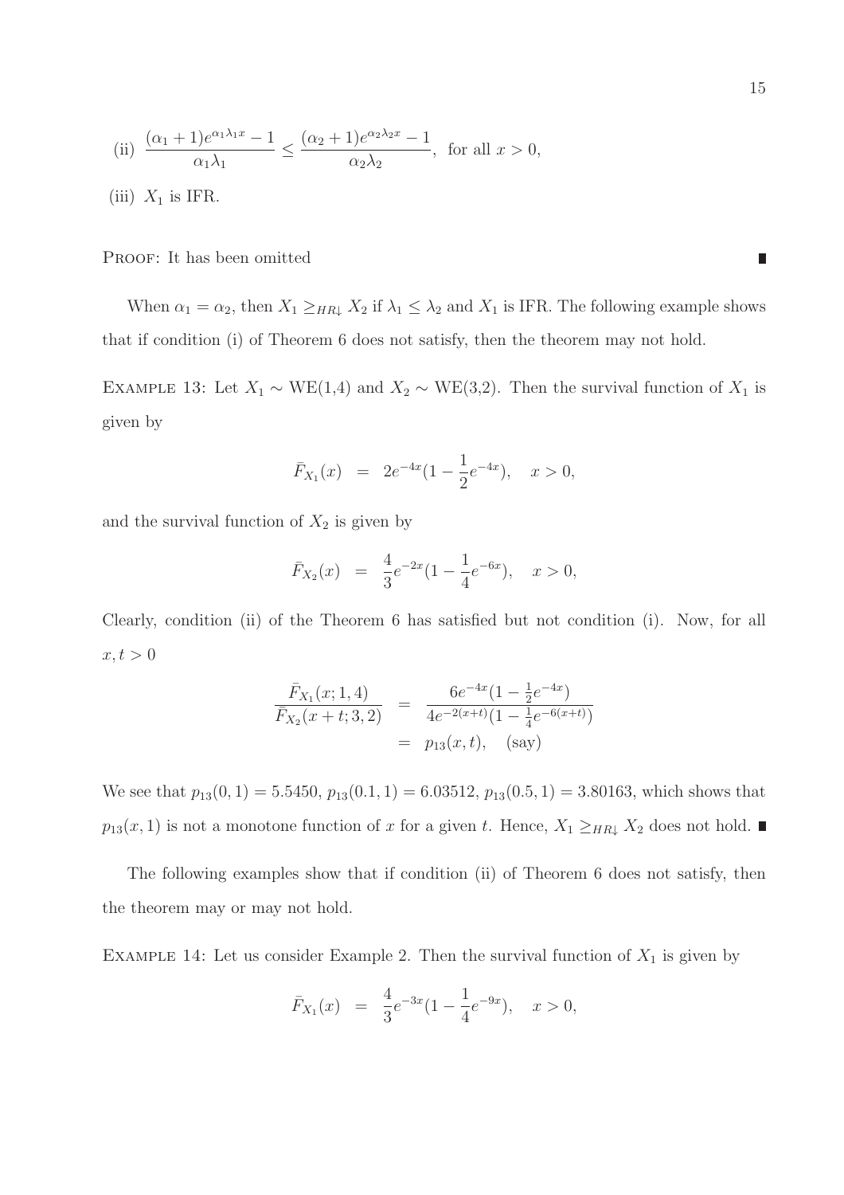(ii) $\dfrac{(\alpha_1+1)e^{\alpha_1\lambda_1 x}-1}{\alpha_1\lambda_1} \leq \dfrac{(\alpha_2+1)e^{\alpha_2\lambda_2 x}-1}{\alpha_2\lambda_2}$, for all $x > 0$,

(iii) $X_1$ is IFR.

PROOF: It has been omitted ∎

When $\alpha_1 = \alpha_2$, then $X_1 \geq_{HR\downarrow} X_2$ if $\lambda_1 \leq \lambda_2$ and $X_1$ is IFR. The following example shows that if condition (i) of Theorem 6 does not satisfy, then the theorem may not hold.

EXAMPLE 13: Let $X_1 \sim$ WE(1,4) and $X_2 \sim$ WE(3,2). Then the survival function of $X_1$ is given by

$$\bar{F}_{X_1}(x) \;=\; 2e^{-4x}(1-\frac{1}{2}e^{-4x}), \quad x > 0,$$

and the survival function of $X_2$ is given by

$$\bar{F}_{X_2}(x) \;=\; \frac{4}{3}e^{-2x}(1-\frac{1}{4}e^{-6x}), \quad x > 0,$$

Clearly, condition (ii) of the Theorem 6 has satisfied but not condition (i). Now, for all $x, t > 0$

$$\begin{aligned}\frac{\bar{F}_{X_1}(x;1,4)}{\bar{F}_{X_2}(x+t;3,2)} &= \frac{6e^{-4x}(1-\frac{1}{2}e^{-4x})}{4e^{-2(x+t)}(1-\frac{1}{4}e^{-6(x+t)})} \\ &= p_{13}(x,t), \quad \text{(say)}\end{aligned}$$

We see that $p_{13}(0,1) = 5.5450$, $p_{13}(0.1,1) = 6.03512$, $p_{13}(0.5,1) = 3.80163$, which shows that $p_{13}(x,1)$ is not a monotone function of $x$ for a given $t$. Hence, $X_1 \geq_{HR\downarrow} X_2$ does not hold. ∎

The following examples show that if condition (ii) of Theorem 6 does not satisfy, then the theorem may or may not hold.

EXAMPLE 14: Let us consider Example 2. Then the survival function of $X_1$ is given by

$$\bar{F}_{X_1}(x) \;=\; \frac{4}{3}e^{-3x}(1-\frac{1}{4}e^{-9x}), \quad x > 0,$$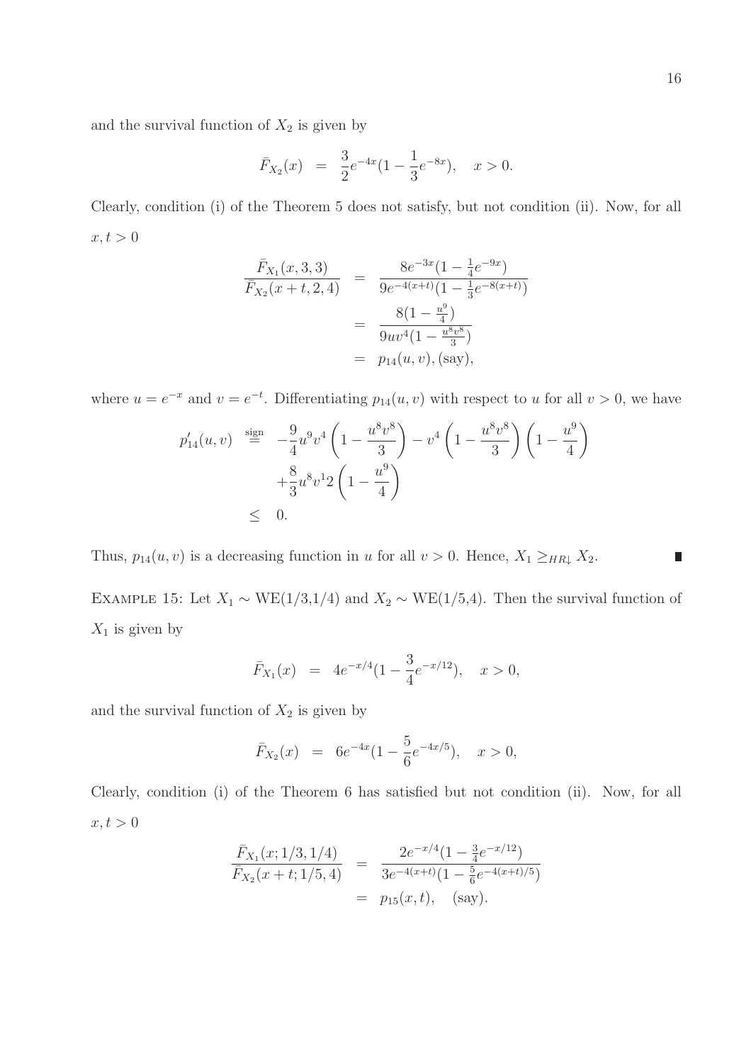and the survival function of $X_2$ is given by

$$\bar{F}_{X_2}(x) \;\; = \;\; \frac{3}{2}e^{-4x}(1-\frac{1}{3}e^{-8x}), \quad x>0.$$

Clearly, condition (i) of the Theorem 5 does not satisfy, but not condition (ii). Now, for all $x, t > 0$

$$\begin{aligned}
\frac{\bar{F}_{X_1}(x,3,3)}{\bar{F}_{X_2}(x+t,2,4)} &= \frac{8e^{-3x}(1-\frac{1}{4}e^{-9x})}{9e^{-4(x+t)}(1-\frac{1}{3}e^{-8(x+t)})} \\
&= \frac{8(1-\frac{u^9}{4})}{9uv^4(1-\frac{u^8v^8}{3})} \\
&= p_{14}(u,v), (\text{say}),
\end{aligned}$$

where $u = e^{-x}$ and $v = e^{-t}$. Differentiating $p_{14}(u, v)$ with respect to $u$ for all $v > 0$, we have

$$\begin{aligned}
p'_{14}(u,v) &\overset{\text{sign}}{=} -\frac{9}{4}u^9v^4\left(1-\frac{u^8v^8}{3}\right) - v^4\left(1-\frac{u^8v^8}{3}\right)\left(1-\frac{u^9}{4}\right) \\
&\quad +\frac{8}{3}u^8v^12\left(1-\frac{u^9}{4}\right) \\
&\leq 0.
\end{aligned}$$

Thus, $p_{14}(u, v)$ is a decreasing function in $u$ for all $v > 0$. Hence, $X_1 \geq_{HR\downarrow} X_2$. ∎

Example 15: Let $X_1 \sim$ WE(1/3,1/4) and $X_2 \sim$ WE(1/5,4). Then the survival function of $X_1$ is given by

$$\bar{F}_{X_1}(x) \;\; = \;\; 4e^{-x/4}(1-\frac{3}{4}e^{-x/12}), \quad x>0,$$

and the survival function of $X_2$ is given by

$$\bar{F}_{X_2}(x) \;\; = \;\; 6e^{-4x}(1-\frac{5}{6}e^{-4x/5}), \quad x>0,$$

Clearly, condition (i) of the Theorem 6 has satisfied but not condition (ii). Now, for all $x, t > 0$

$$\begin{aligned}
\frac{\bar{F}_{X_1}(x;1/3,1/4)}{\bar{F}_{X_2}(x+t;1/5,4)} &= \frac{2e^{-x/4}(1-\frac{3}{4}e^{-x/12})}{3e^{-4(x+t)}(1-\frac{5}{6}e^{-4(x+t)/5})} \\
&= p_{15}(x,t), \quad (\text{say}).
\end{aligned}$$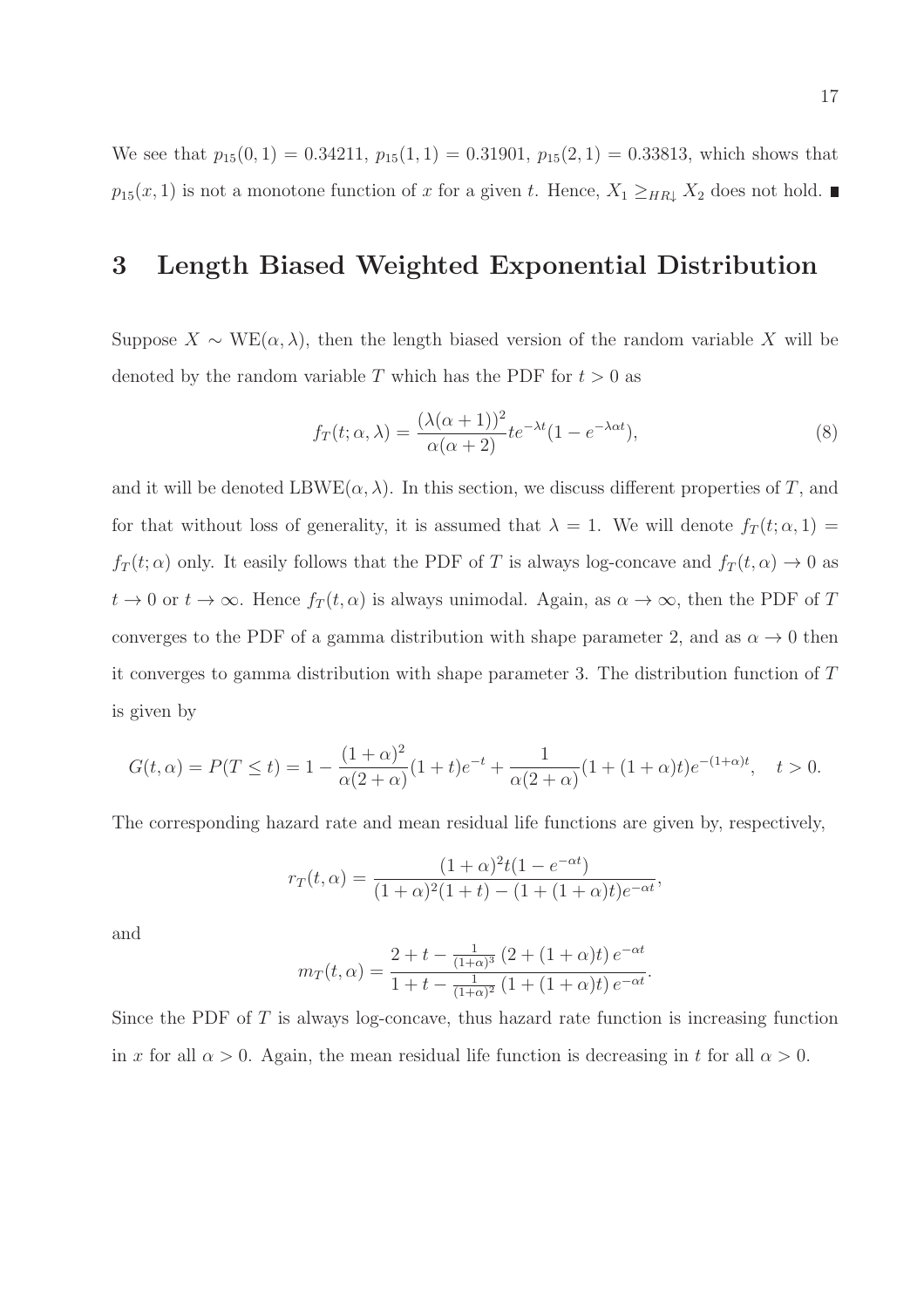We see that $p_{15}(0,1) = 0.34211$, $p_{15}(1,1) = 0.31901$, $p_{15}(2,1) = 0.33813$, which shows that $p_{15}(x,1)$ is not a monotone function of $x$ for a given $t$. Hence, $X_1 \geq_{HR\downarrow} X_2$ does not hold. ■

# 3 Length Biased Weighted Exponential Distribution

Suppose $X \sim \text{WE}(\alpha, \lambda)$, then the length biased version of the random variable $X$ will be denoted by the random variable $T$ which has the PDF for $t > 0$ as

$$f_T(t; \alpha, \lambda) = \frac{(\lambda(\alpha+1))^2}{\alpha(\alpha+2)} t e^{-\lambda t}(1 - e^{-\lambda \alpha t}), \tag{8}$$

and it will be denoted $\text{LBWE}(\alpha, \lambda)$. In this section, we discuss different properties of $T$, and for that without loss of generality, it is assumed that $\lambda = 1$. We will denote $f_T(t; \alpha, 1) = f_T(t; \alpha)$ only. It easily follows that the PDF of $T$ is always log-concave and $f_T(t, \alpha) \to 0$ as $t \to 0$ or $t \to \infty$. Hence $f_T(t, \alpha)$ is always unimodal. Again, as $\alpha \to \infty$, then the PDF of $T$ converges to the PDF of a gamma distribution with shape parameter 2, and as $\alpha \to 0$ then it converges to gamma distribution with shape parameter 3. The distribution function of $T$ is given by

$$G(t, \alpha) = P(T \leq t) = 1 - \frac{(1+\alpha)^2}{\alpha(2+\alpha)}(1+t)e^{-t} + \frac{1}{\alpha(2+\alpha)}(1 + (1+\alpha)t)e^{-(1+\alpha)t}, \quad t > 0.$$

The corresponding hazard rate and mean residual life functions are given by, respectively,

$$r_T(t, \alpha) = \frac{(1+\alpha)^2 t(1 - e^{-\alpha t})}{(1+\alpha)^2(1+t) - (1 + (1+\alpha)t)e^{-\alpha t}},$$

and

$$m_T(t, \alpha) = \frac{2 + t - \frac{1}{(1+\alpha)^3}\left(2 + (1+\alpha)t\right)e^{-\alpha t}}{1 + t - \frac{1}{(1+\alpha)^2}\left(1 + (1+\alpha)t\right)e^{-\alpha t}}.$$

Since the PDF of $T$ is always log-concave, thus hazard rate function is increasing function in $x$ for all $\alpha > 0$. Again, the mean residual life function is decreasing in $t$ for all $\alpha > 0$.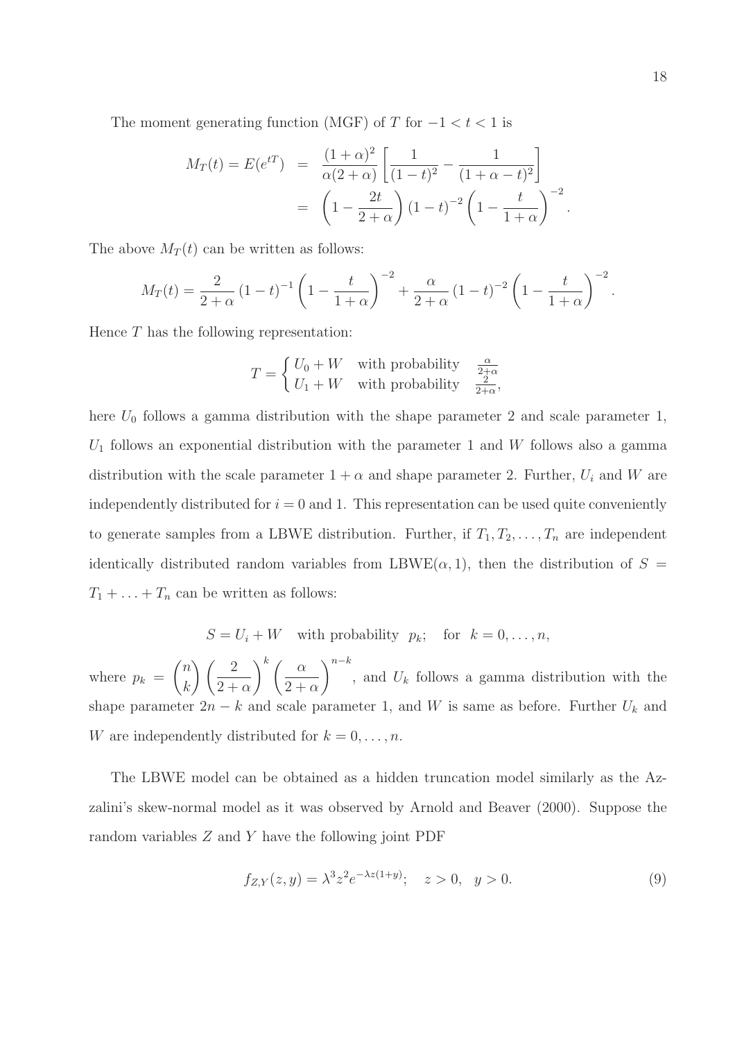The moment generating function (MGF) of $T$ for $-1 < t < 1$ is

$$
\begin{aligned}
M_T(t) = E(e^{tT}) &= \frac{(1+\alpha)^2}{\alpha(2+\alpha)}\left[\frac{1}{(1-t)^2} - \frac{1}{(1+\alpha-t)^2}\right] \\
&= \left(1 - \frac{2t}{2+\alpha}\right)(1-t)^{-2}\left(1 - \frac{t}{1+\alpha}\right)^{-2}.
\end{aligned}
$$

The above $M_T(t)$ can be written as follows:

$$
M_T(t) = \frac{2}{2+\alpha}(1-t)^{-1}\left(1 - \frac{t}{1+\alpha}\right)^{-2} + \frac{\alpha}{2+\alpha}(1-t)^{-2}\left(1 - \frac{t}{1+\alpha}\right)^{-2}.
$$

Hence $T$ has the following representation:

$$
T = \begin{cases} U_0 + W & \text{with probability} \quad \frac{\alpha}{2+\alpha} \\ U_1 + W & \text{with probability} \quad \frac{2}{2+\alpha}, \end{cases}
$$

here $U_0$ follows a gamma distribution with the shape parameter 2 and scale parameter 1, $U_1$ follows an exponential distribution with the parameter 1 and $W$ follows also a gamma distribution with the scale parameter $1+\alpha$ and shape parameter 2. Further, $U_i$ and $W$ are independently distributed for $i = 0$ and 1. This representation can be used quite conveniently to generate samples from a LBWE distribution. Further, if $T_1, T_2, \ldots, T_n$ are independent identically distributed random variables from LBWE$(\alpha, 1)$, then the distribution of $S = T_1 + \ldots + T_n$ can be written as follows:

$$
S = U_i + W \quad \text{with probability} \quad p_k; \quad \text{for} \quad k = 0, \ldots, n,
$$

where $p_k = \binom{n}{k}\left(\frac{2}{2+\alpha}\right)^k\left(\frac{\alpha}{2+\alpha}\right)^{n-k}$, and $U_k$ follows a gamma distribution with the shape parameter $2n-k$ and scale parameter 1, and $W$ is same as before. Further $U_k$ and $W$ are independently distributed for $k = 0, \ldots, n$.

The LBWE model can be obtained as a hidden truncation model similarly as the Azzalini's skew-normal model as it was observed by Arnold and Beaver (2000). Suppose the random variables $Z$ and $Y$ have the following joint PDF

$$
f_{Z,Y}(z, y) = \lambda^3 z^2 e^{-\lambda z(1+y)}; \quad z > 0, \quad y > 0. \tag{9}
$$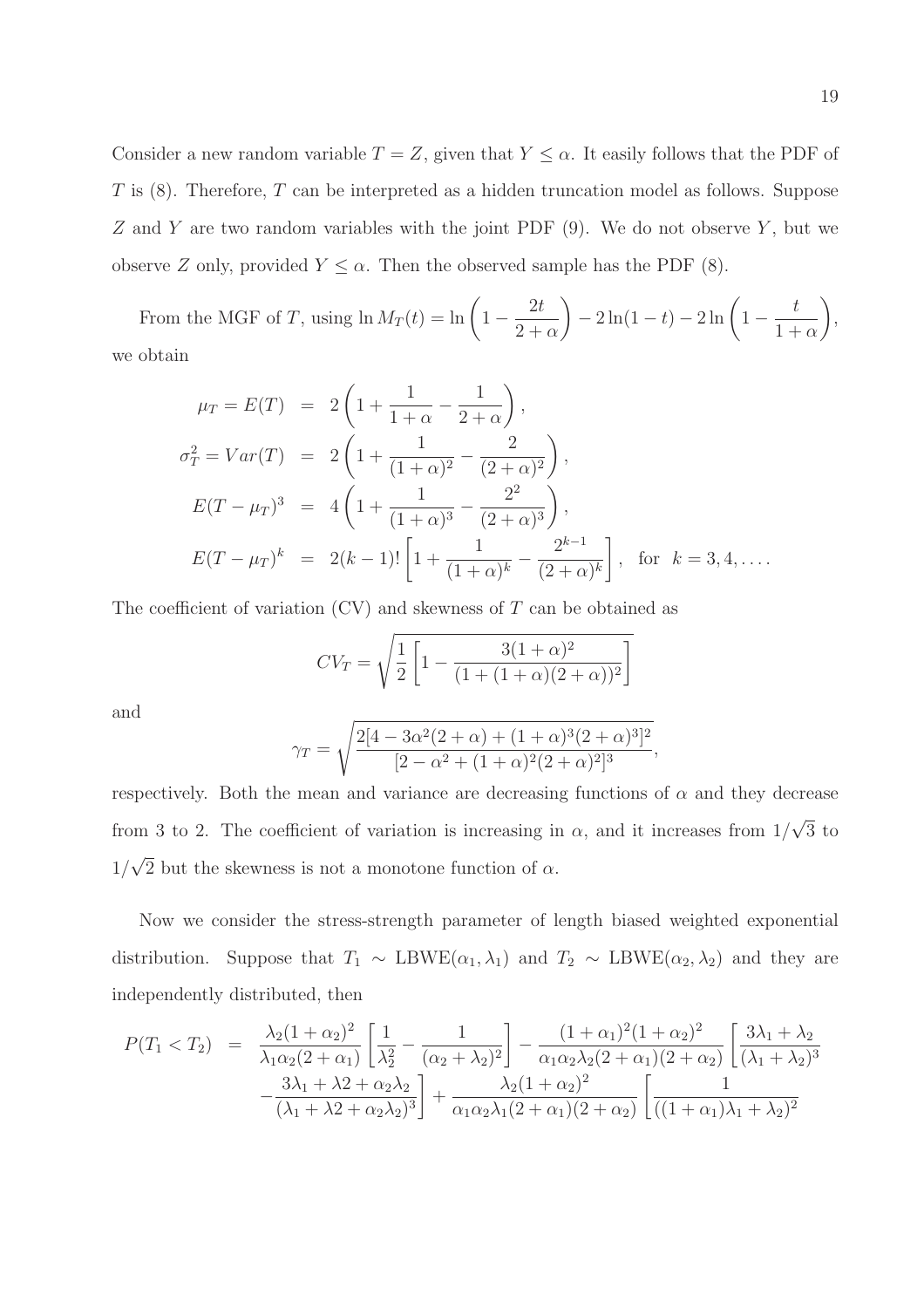Consider a new random variable $T = Z$, given that $Y \le \alpha$. It easily follows that the PDF of $T$ is (8). Therefore, $T$ can be interpreted as a hidden truncation model as follows. Suppose $Z$ and $Y$ are two random variables with the joint PDF (9). We do not observe $Y$, but we observe $Z$ only, provided $Y \le \alpha$. Then the observed sample has the PDF (8).

From the MGF of $T$, using $\ln M_T(t) = \ln\left(1 - \frac{2t}{2+\alpha}\right) - 2\ln(1-t) - 2\ln\left(1 - \frac{t}{1+\alpha}\right)$, we obtain

$$
\begin{aligned}
\mu_T = E(T) &= 2\left(1 + \frac{1}{1+\alpha} - \frac{1}{2+\alpha}\right), \\
\sigma_T^2 = Var(T) &= 2\left(1 + \frac{1}{(1+\alpha)^2} - \frac{2}{(2+\alpha)^2}\right), \\
E(T-\mu_T)^3 &= 4\left(1 + \frac{1}{(1+\alpha)^3} - \frac{2^2}{(2+\alpha)^3}\right), \\
E(T-\mu_T)^k &= 2(k-1)!\left[1 + \frac{1}{(1+\alpha)^k} - \frac{2^{k-1}}{(2+\alpha)^k}\right], \quad \text{for } k = 3, 4, \ldots.
\end{aligned}
$$

The coefficient of variation (CV) and skewness of $T$ can be obtained as

$$
CV_T = \sqrt{\frac{1}{2}\left[1 - \frac{3(1+\alpha)^2}{(1+(1+\alpha)(2+\alpha))^2}\right]}
$$

and

$$
\gamma_T = \sqrt{\frac{2[4 - 3\alpha^2(2+\alpha) + (1+\alpha)^3(2+\alpha)^3]^2}{[2 - \alpha^2 + (1+\alpha)^2(2+\alpha)^2]^3}},
$$

respectively. Both the mean and variance are decreasing functions of $\alpha$ and they decrease from 3 to 2. The coefficient of variation is increasing in $\alpha$, and it increases from $1/\sqrt{3}$ to $1/\sqrt{2}$ but the skewness is not a monotone function of $\alpha$.

Now we consider the stress-strength parameter of length biased weighted exponential distribution. Suppose that $T_1 \sim$ LBWE$(\alpha_1, \lambda_1)$ and $T_2 \sim$ LBWE$(\alpha_2, \lambda_2)$ and they are independently distributed, then

$$
\begin{aligned}
P(T_1 < T_2) &= \frac{\lambda_2(1+\alpha_2)^2}{\lambda_1\alpha_2(2+\alpha_1)}\left[\frac{1}{\lambda_2^2} - \frac{1}{(\alpha_2+\lambda_2)^2}\right] - \frac{(1+\alpha_1)^2(1+\alpha_2)^2}{\alpha_1\alpha_2\lambda_2(2+\alpha_1)(2+\alpha_2)}\left[\frac{3\lambda_1+\lambda_2}{(\lambda_1+\lambda_2)^3}\right. \\
&\quad \left. - \frac{3\lambda_1 + \lambda 2 + \alpha_2\lambda_2}{(\lambda_1 + \lambda 2 + \alpha_2\lambda_2)^3}\right] + \frac{\lambda_2(1+\alpha_2)^2}{\alpha_1\alpha_2\lambda_1(2+\alpha_1)(2+\alpha_2)}\left[\frac{1}{((1+\alpha_1)\lambda_1+\lambda_2)^2}\right.
\end{aligned}
$$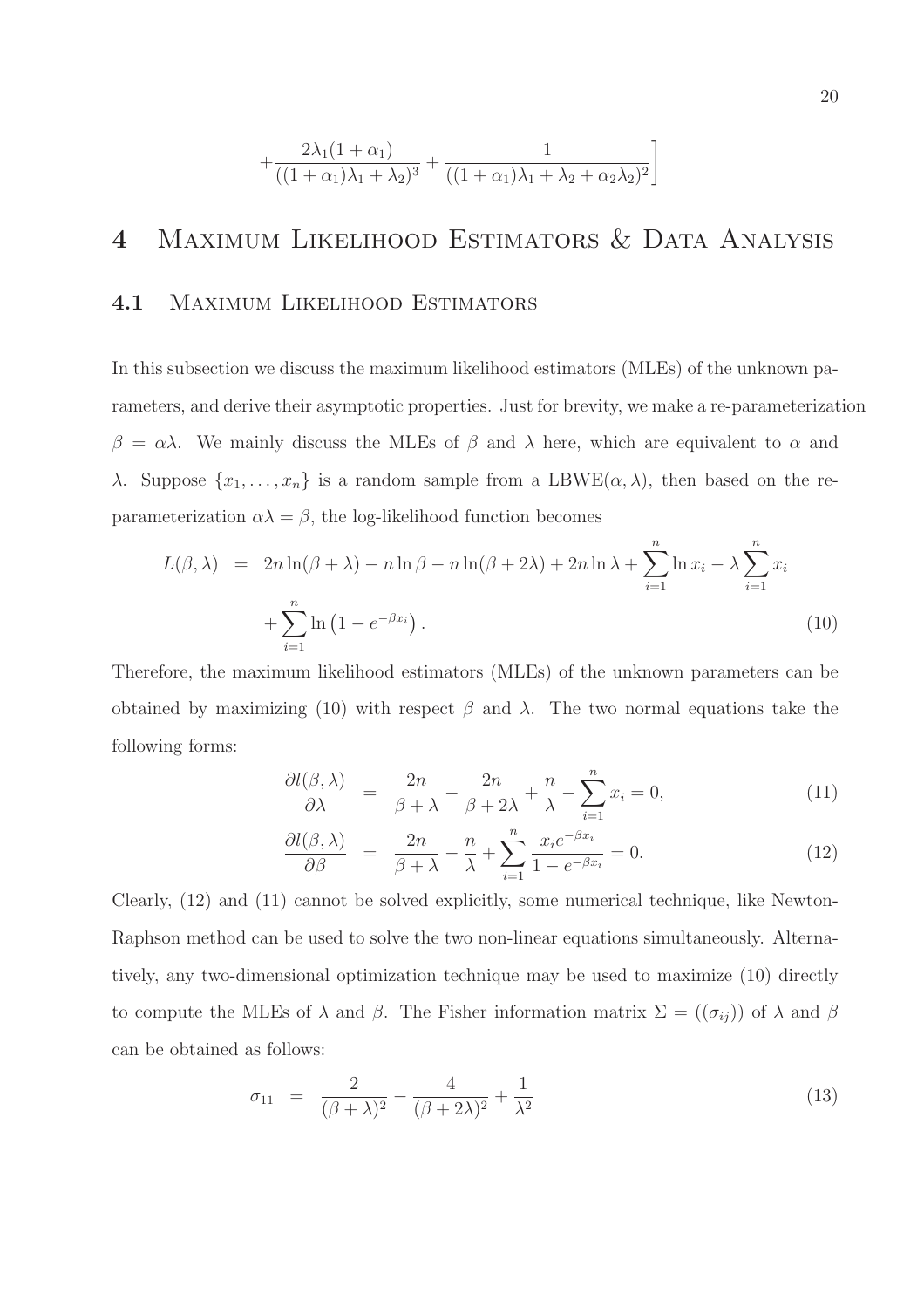$$
+\frac{2\lambda_1(1+\alpha_1)}{((1+\alpha_1)\lambda_1+\lambda_2)^3}+\frac{1}{((1+\alpha_1)\lambda_1+\lambda_2+\alpha_2\lambda_2)^2}\Bigg]
$$

# 4 Maximum Likelihood Estimators & Data Analysis

## 4.1 Maximum Likelihood Estimators

In this subsection we discuss the maximum likelihood estimators (MLEs) of the unknown parameters, and derive their asymptotic properties. Just for brevity, we make a re-parameterization $\beta = \alpha\lambda$. We mainly discuss the MLEs of $\beta$ and $\lambda$ here, which are equivalent to $\alpha$ and $\lambda$. Suppose $\{x_1, \ldots, x_n\}$ is a random sample from a LBWE$(\alpha, \lambda)$, then based on the re-parameterization $\alpha\lambda = \beta$, the log-likelihood function becomes

$$
\begin{aligned}
L(\beta,\lambda) &= 2n\ln(\beta+\lambda) - n\ln\beta - n\ln(\beta+2\lambda) + 2n\ln\lambda + \sum_{i=1}^{n}\ln x_i - \lambda\sum_{i=1}^{n} x_i \\
&\quad + \sum_{i=1}^{n}\ln\left(1-e^{-\beta x_i}\right). \qquad (10)
\end{aligned}
$$

Therefore, the maximum likelihood estimators (MLEs) of the unknown parameters can be obtained by maximizing (10) with respect $\beta$ and $\lambda$. The two normal equations take the following forms:

$$
\frac{\partial l(\beta,\lambda)}{\partial\lambda} = \frac{2n}{\beta+\lambda} - \frac{2n}{\beta+2\lambda} + \frac{n}{\lambda} - \sum_{i=1}^{n} x_i = 0, \qquad (11)
$$

$$
\frac{\partial l(\beta,\lambda)}{\partial\beta} = \frac{2n}{\beta+\lambda} - \frac{n}{\lambda} + \sum_{i=1}^{n}\frac{x_i e^{-\beta x_i}}{1-e^{-\beta x_i}} = 0. \qquad (12)
$$

Clearly, (12) and (11) cannot be solved explicitly, some numerical technique, like Newton-Raphson method can be used to solve the two non-linear equations simultaneously. Alternatively, any two-dimensional optimization technique may be used to maximize (10) directly to compute the MLEs of $\lambda$ and $\beta$. The Fisher information matrix $\Sigma = ((\sigma_{ij}))$ of $\lambda$ and $\beta$ can be obtained as follows:

$$
\sigma_{11} = \frac{2}{(\beta+\lambda)^2} - \frac{4}{(\beta+2\lambda)^2} + \frac{1}{\lambda^2} \qquad (13)
$$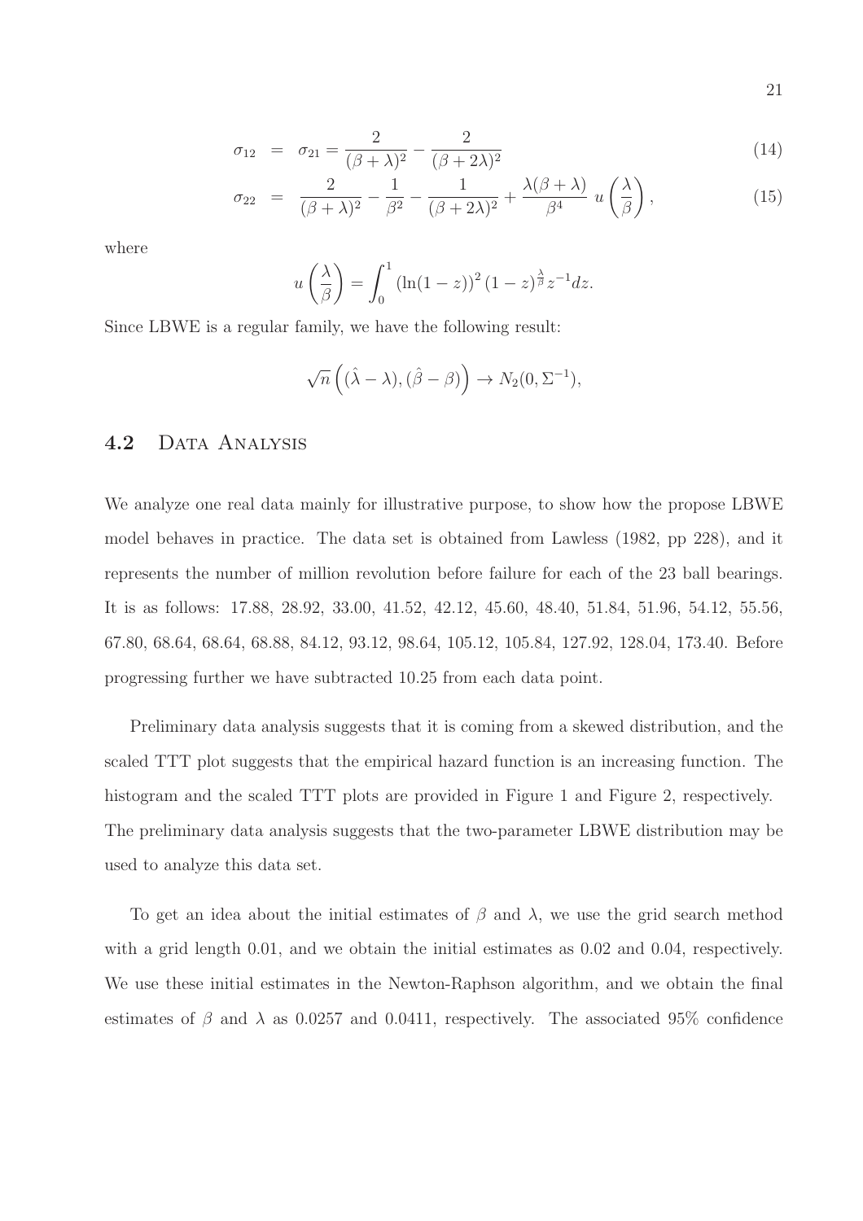$$
\begin{aligned}
\sigma_{12} &= \sigma_{21} = \frac{2}{(\beta+\lambda)^2} - \frac{2}{(\beta+2\lambda)^2} &(14)\\
\sigma_{22} &= \frac{2}{(\beta+\lambda)^2} - \frac{1}{\beta^2} - \frac{1}{(\beta+2\lambda)^2} + \frac{\lambda(\beta+\lambda)}{\beta^4}\; u\left(\frac{\lambda}{\beta}\right), &(15)
\end{aligned}
$$

where

$$
u\left(\frac{\lambda}{\beta}\right) = \int_0^1 \left(\ln(1-z)\right)^2 (1-z)^{\frac{\lambda}{\beta}} z^{-1} dz.
$$

Since LBWE is a regular family, we have the following result:

$$
\sqrt{n}\left((\hat{\lambda}-\lambda), (\hat{\beta}-\beta)\right) \to N_2(0, \Sigma^{-1}),
$$

## 4.2 Data Analysis

We analyze one real data mainly for illustrative purpose, to show how the propose LBWE model behaves in practice. The data set is obtained from Lawless (1982, pp 228), and it represents the number of million revolution before failure for each of the 23 ball bearings. It is as follows: 17.88, 28.92, 33.00, 41.52, 42.12, 45.60, 48.40, 51.84, 51.96, 54.12, 55.56, 67.80, 68.64, 68.64, 68.88, 84.12, 93.12, 98.64, 105.12, 105.84, 127.92, 128.04, 173.40. Before progressing further we have subtracted 10.25 from each data point.

Preliminary data analysis suggests that it is coming from a skewed distribution, and the scaled TTT plot suggests that the empirical hazard function is an increasing function. The histogram and the scaled TTT plots are provided in Figure 1 and Figure 2, respectively. The preliminary data analysis suggests that the two-parameter LBWE distribution may be used to analyze this data set.

To get an idea about the initial estimates of $\beta$ and $\lambda$, we use the grid search method with a grid length 0.01, and we obtain the initial estimates as 0.02 and 0.04, respectively. We use these initial estimates in the Newton-Raphson algorithm, and we obtain the final estimates of $\beta$ and $\lambda$ as 0.0257 and 0.0411, respectively. The associated 95% confidence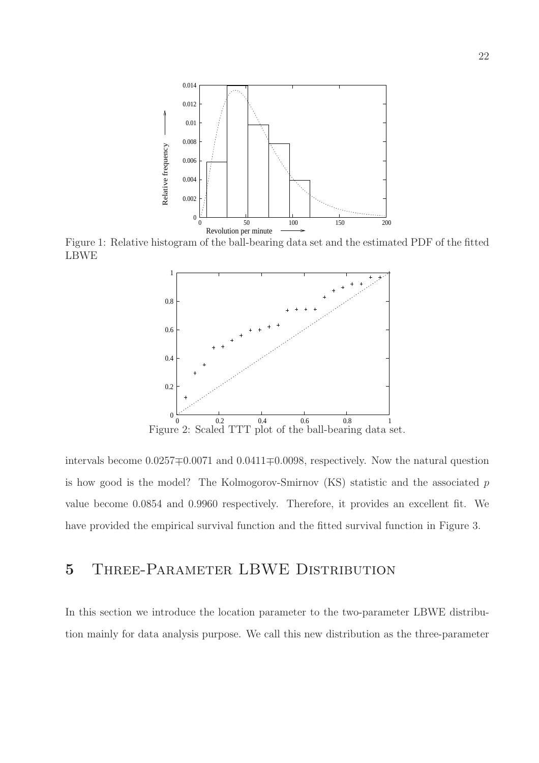Figure 1: Relative histogram of the ball-bearing data set and the estimated PDF of the fitted LBWE

Figure 2: Scaled TTT plot of the ball-bearing data set.

intervals become $0.0257 \mp 0.0071$ and $0.0411 \mp 0.0098$, respectively. Now the natural question is how good is the model? The Kolmogorov-Smirnov (KS) statistic and the associated $p$ value become 0.0854 and 0.9960 respectively. Therefore, it provides an excellent fit. We have provided the empirical survival function and the fitted survival function in Figure 3.

## 5 Three-Parameter LBWE Distribution

In this section we introduce the location parameter to the two-parameter LBWE distribution mainly for data analysis purpose. We call this new distribution as the three-parameter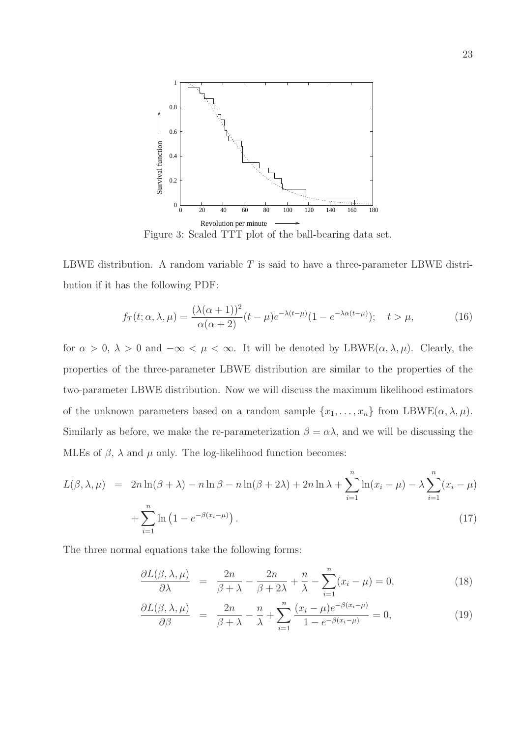Figure 3: Scaled TTT plot of the ball-bearing data set.

LBWE distribution. A random variable $T$ is said to have a three-parameter LBWE distribution if it has the following PDF:

$$f_T(t;\alpha,\lambda,\mu) = \frac{(\lambda(\alpha+1))^2}{\alpha(\alpha+2)}(t-\mu)e^{-\lambda(t-\mu)}(1-e^{-\lambda\alpha(t-\mu)}); \quad t > \mu, \tag{16}$$

for $\alpha > 0$, $\lambda > 0$ and $-\infty < \mu < \infty$. It will be denoted by LBWE$(\alpha, \lambda, \mu)$. Clearly, the properties of the three-parameter LBWE distribution are similar to the properties of the two-parameter LBWE distribution. Now we will discuss the maximum likelihood estimators of the unknown parameters based on a random sample $\{x_1, \ldots, x_n\}$ from LBWE$(\alpha, \lambda, \mu)$. Similarly as before, we make the re-parameterization $\beta = \alpha\lambda$, and we will be discussing the MLEs of $\beta$, $\lambda$ and $\mu$ only. The log-likelihood function becomes:

$$\begin{aligned} L(\beta,\lambda,\mu) &= 2n\ln(\beta+\lambda) - n\ln\beta - n\ln(\beta+2\lambda) + 2n\ln\lambda + \sum_{i=1}^{n}\ln(x_i-\mu) - \lambda\sum_{i=1}^{n}(x_i-\mu) \\ &\quad + \sum_{i=1}^{n}\ln\left(1-e^{-\beta(x_i-\mu)}\right). \end{aligned} \tag{17}$$

The three normal equations take the following forms:

$$\frac{\partial L(\beta,\lambda,\mu)}{\partial\lambda} = \frac{2n}{\beta+\lambda} - \frac{2n}{\beta+2\lambda} + \frac{n}{\lambda} - \sum_{i=1}^{n}(x_i-\mu) = 0, \tag{18}$$

$$\frac{\partial L(\beta,\lambda,\mu)}{\partial\beta} = \frac{2n}{\beta+\lambda} - \frac{n}{\lambda} + \sum_{i=1}^{n}\frac{(x_i-\mu)e^{-\beta(x_i-\mu)}}{1-e^{-\beta(x_i-\mu)}} = 0, \tag{19}$$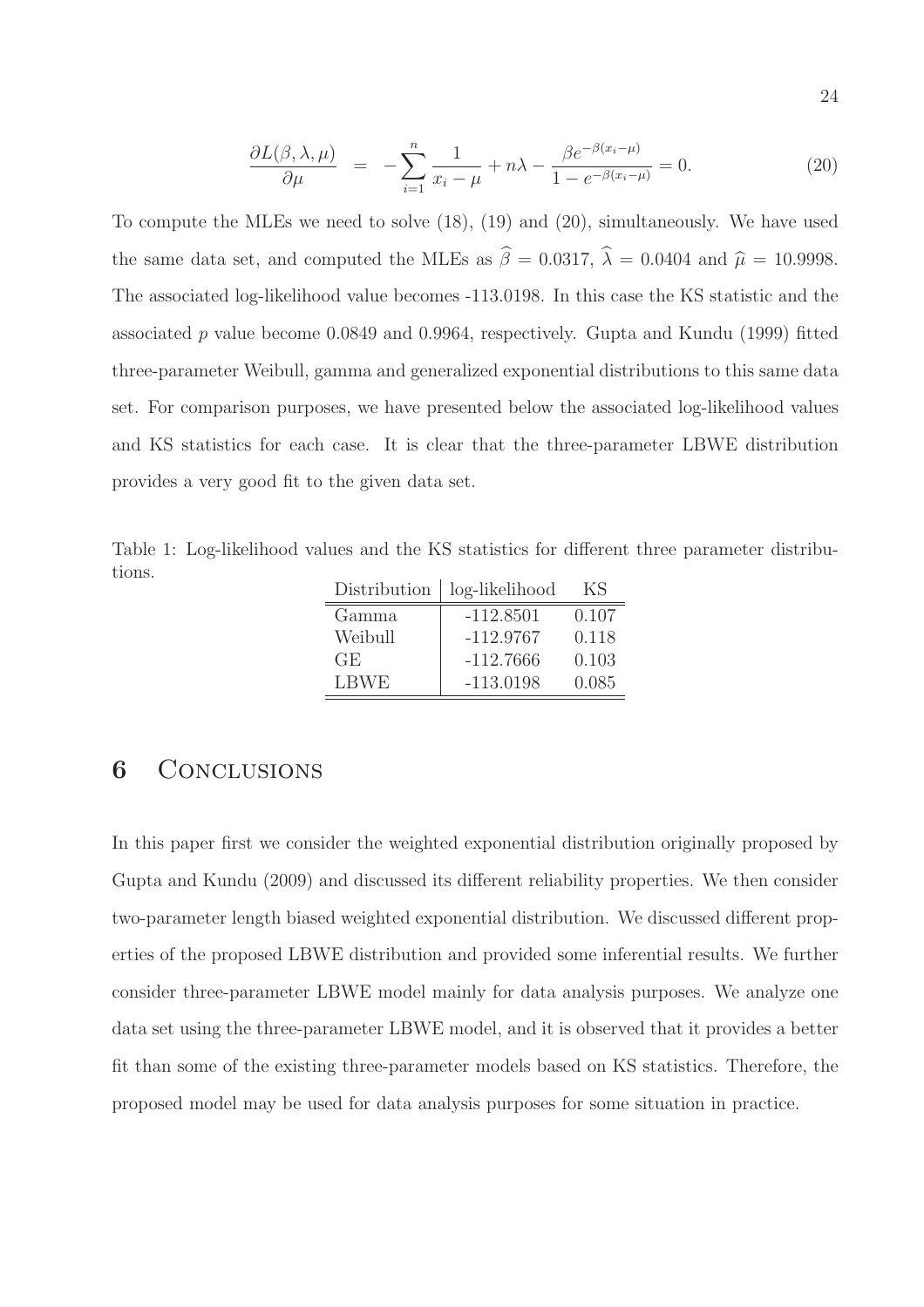$$\frac{\partial L(\beta, \lambda, \mu)}{\partial \mu} = -\sum_{i=1}^{n} \frac{1}{x_i - \mu} + n\lambda - \frac{\beta e^{-\beta(x_i - \mu)}}{1 - e^{-\beta(x_i - \mu)}} = 0. \quad (20)$$

To compute the MLEs we need to solve (18), (19) and (20), simultaneously. We have used the same data set, and computed the MLEs as $\widehat{\beta} = 0.0317$, $\widehat{\lambda} = 0.0404$ and $\widehat{\mu} = 10.9998$. The associated log-likelihood value becomes -113.0198. In this case the KS statistic and the associated $p$ value become 0.0849 and 0.9964, respectively. Gupta and Kundu (1999) fitted three-parameter Weibull, gamma and generalized exponential distributions to this same data set. For comparison purposes, we have presented below the associated log-likelihood values and KS statistics for each case. It is clear that the three-parameter LBWE distribution provides a very good fit to the given data set.

Table 1: Log-likelihood values and the KS statistics for different three parameter distributions.

| Distribution | log-likelihood | KS |
|---|---|---|
| Gamma | -112.8501 | 0.107 |
| Weibull | -112.9767 | 0.118 |
| GE | -112.7666 | 0.103 |
| LBWE | -113.0198 | 0.085 |

## 6 Conclusions

In this paper first we consider the weighted exponential distribution originally proposed by Gupta and Kundu (2009) and discussed its different reliability properties. We then consider two-parameter length biased weighted exponential distribution. We discussed different properties of the proposed LBWE distribution and provided some inferential results. We further consider three-parameter LBWE model mainly for data analysis purposes. We analyze one data set using the three-parameter LBWE model, and it is observed that it provides a better fit than some of the existing three-parameter models based on KS statistics. Therefore, the proposed model may be used for data analysis purposes for some situation in practice.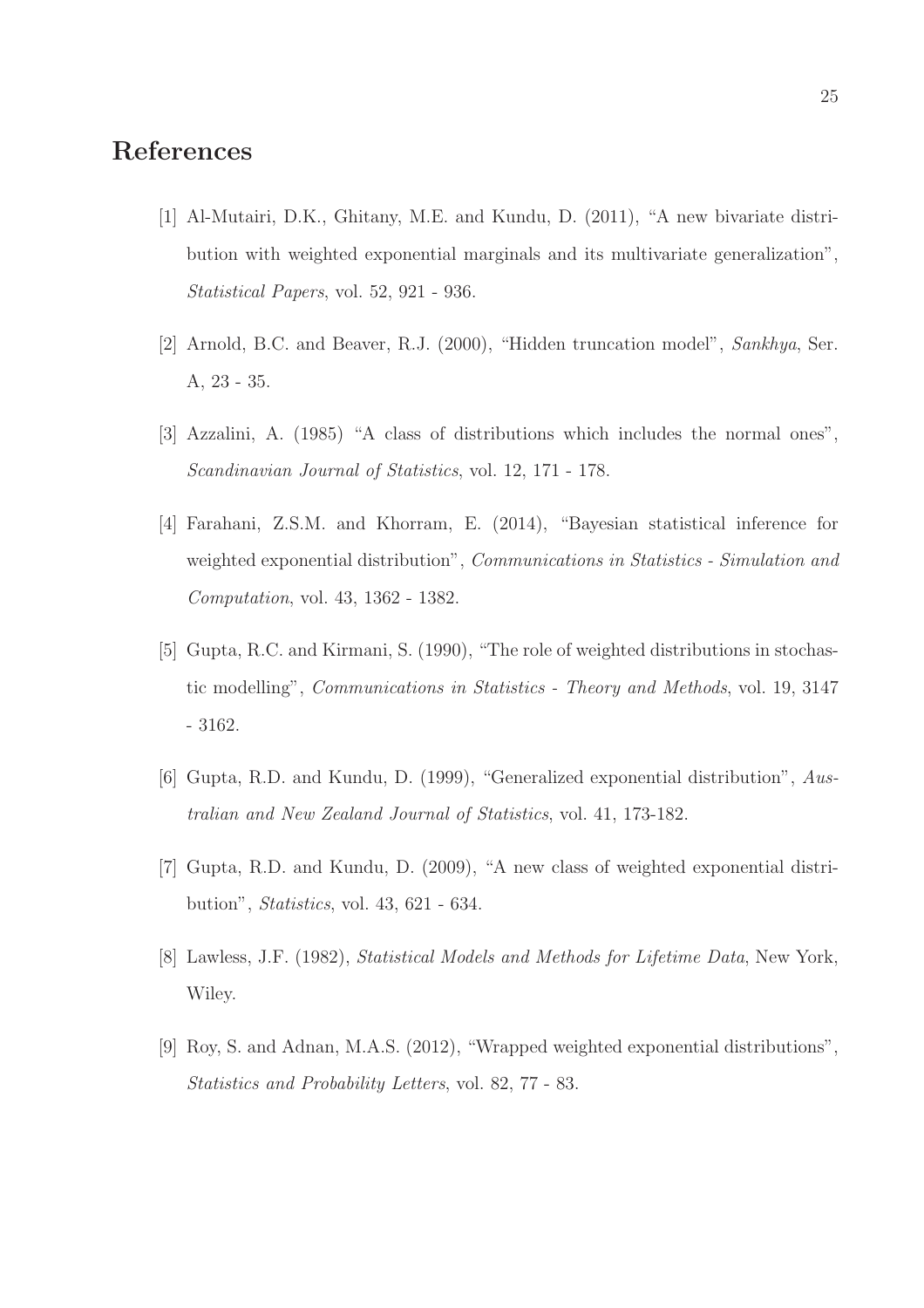## References

[1] Al-Mutairi, D.K., Ghitany, M.E. and Kundu, D. (2011), "A new bivariate distribution with weighted exponential marginals and its multivariate generalization", *Statistical Papers*, vol. 52, 921 - 936.

[2] Arnold, B.C. and Beaver, R.J. (2000), "Hidden truncation model", *Sankhya*, Ser. A, 23 - 35.

[3] Azzalini, A. (1985) "A class of distributions which includes the normal ones", *Scandinavian Journal of Statistics*, vol. 12, 171 - 178.

[4] Farahani, Z.S.M. and Khorram, E. (2014), "Bayesian statistical inference for weighted exponential distribution", *Communications in Statistics - Simulation and Computation*, vol. 43, 1362 - 1382.

[5] Gupta, R.C. and Kirmani, S. (1990), "The role of weighted distributions in stochastic modelling", *Communications in Statistics - Theory and Methods*, vol. 19, 3147 - 3162.

[6] Gupta, R.D. and Kundu, D. (1999), "Generalized exponential distribution", *Australian and New Zealand Journal of Statistics*, vol. 41, 173-182.

[7] Gupta, R.D. and Kundu, D. (2009), "A new class of weighted exponential distribution", *Statistics*, vol. 43, 621 - 634.

[8] Lawless, J.F. (1982), *Statistical Models and Methods for Lifetime Data*, New York, Wiley.

[9] Roy, S. and Adnan, M.A.S. (2012), "Wrapped weighted exponential distributions", *Statistics and Probability Letters*, vol. 82, 77 - 83.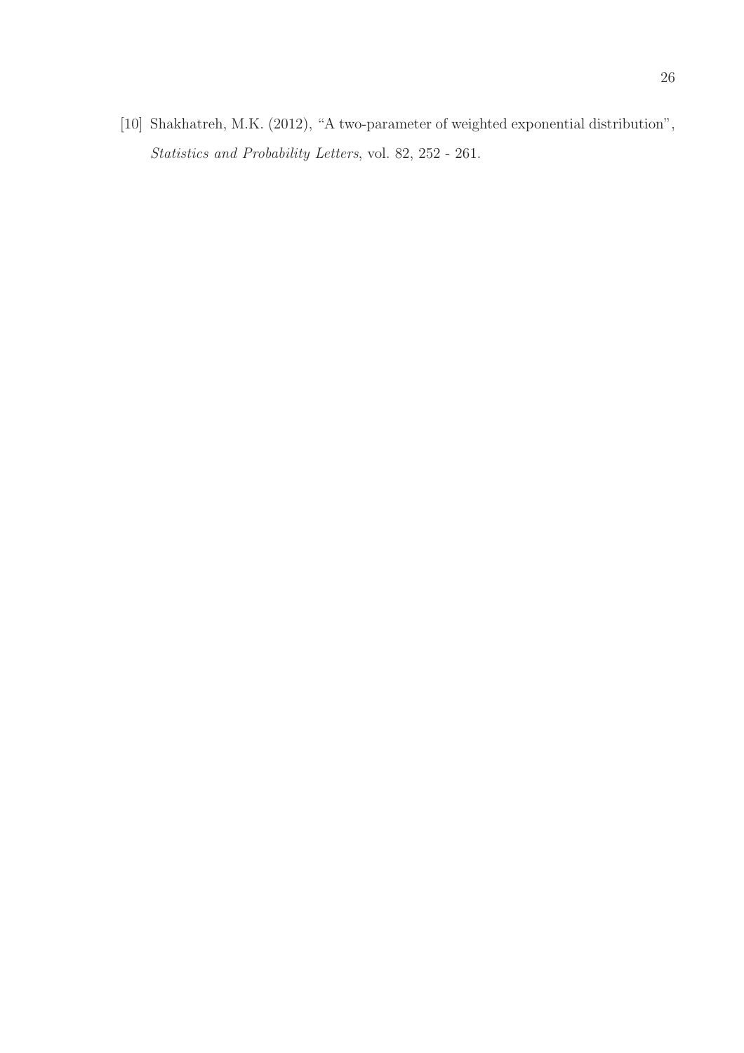[10] Shakhatreh, M.K. (2012), "A two-parameter of weighted exponential distribution", *Statistics and Probability Letters*, vol. 82, 252 - 261.